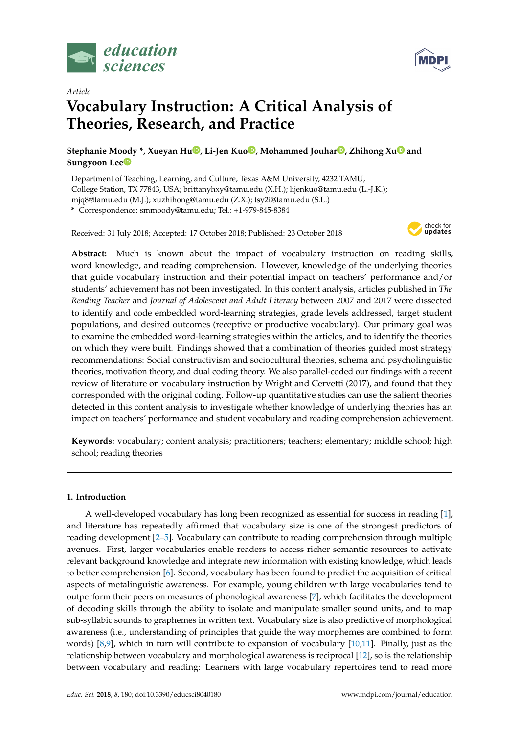*Article*

# Vocabulary Instruction: A Critical Analysis of Theories, Research, and Practice

**Stephanie Moody \*, Xueyan Hu, Li-Jen Kuo, Mohammed Jouhar, Zhihong Xu and Sungyoon Lee**

Department of Teaching, Learning, and Culture, Texas A&M University, 4232 TAMU, College Station, TX 77843, USA; brittanyhxy@tamu.edu (X.H.); lijenkuo@tamu.edu (L.-J.K.); mjq8@tamu.edu (M.J.); xuzhihong@tamu.edu (Z.X.); tsy2i@tamu.edu (S.L.)

\* Correspondence: smmoody@tamu.edu; Tel.: +1-979-845-8384

Received: 31 July 2018; Accepted: 17 October 2018; Published: 23 October 2018

**Abstract:** Much is known about the impact of vocabulary instruction on reading skills, word knowledge, and reading comprehension. However, knowledge of the underlying theories that guide vocabulary instruction and their potential impact on teachers' performance and/or students' achievement has not been investigated. In this content analysis, articles published in *The Reading Teacher* and *Journal of Adolescent and Adult Literacy* between 2007 and 2017 were dissected to identify and code embedded word-learning strategies, grade levels addressed, target student populations, and desired outcomes (receptive or productive vocabulary). Our primary goal was to examine the embedded word-learning strategies within the articles, and to identify the theories on which they were built. Findings showed that a combination of theories guided most strategy recommendations: Social constructivism and sociocultural theories, schema and psycholinguistic theories, motivation theory, and dual coding theory. We also parallel-coded our findings with a recent review of literature on vocabulary instruction by Wright and Cervetti (2017), and found that they corresponded with the original coding. Follow-up quantitative studies can use the salient theories detected in this content analysis to investigate whether knowledge of underlying theories has an impact on teachers' performance and student vocabulary and reading comprehension achievement.

**Keywords:** vocabulary; content analysis; practitioners; teachers; elementary; middle school; high school; reading theories

## 1. Introduction

A well-developed vocabulary has long been recognized as essential for success in reading [1], and literature has repeatedly affirmed that vocabulary size is one of the strongest predictors of reading development [2–5]. Vocabulary can contribute to reading comprehension through multiple avenues. First, larger vocabularies enable readers to access richer semantic resources to activate relevant background knowledge and integrate new information with existing knowledge, which leads to better comprehension [6]. Second, vocabulary has been found to predict the acquisition of critical aspects of metalinguistic awareness. For example, young children with large vocabularies tend to outperform their peers on measures of phonological awareness [7], which facilitates the development of decoding skills through the ability to isolate and manipulate smaller sound units, and to map sub-syllabic sounds to graphemes in written text. Vocabulary size is also predictive of morphological awareness (i.e., understanding of principles that guide the way morphemes are combined to form words) [8,9], which in turn will contribute to expansion of vocabulary [10,11]. Finally, just as the relationship between vocabulary and morphological awareness is reciprocal [12], so is the relationship between vocabulary and reading: Learners with large vocabulary repertoires tend to read more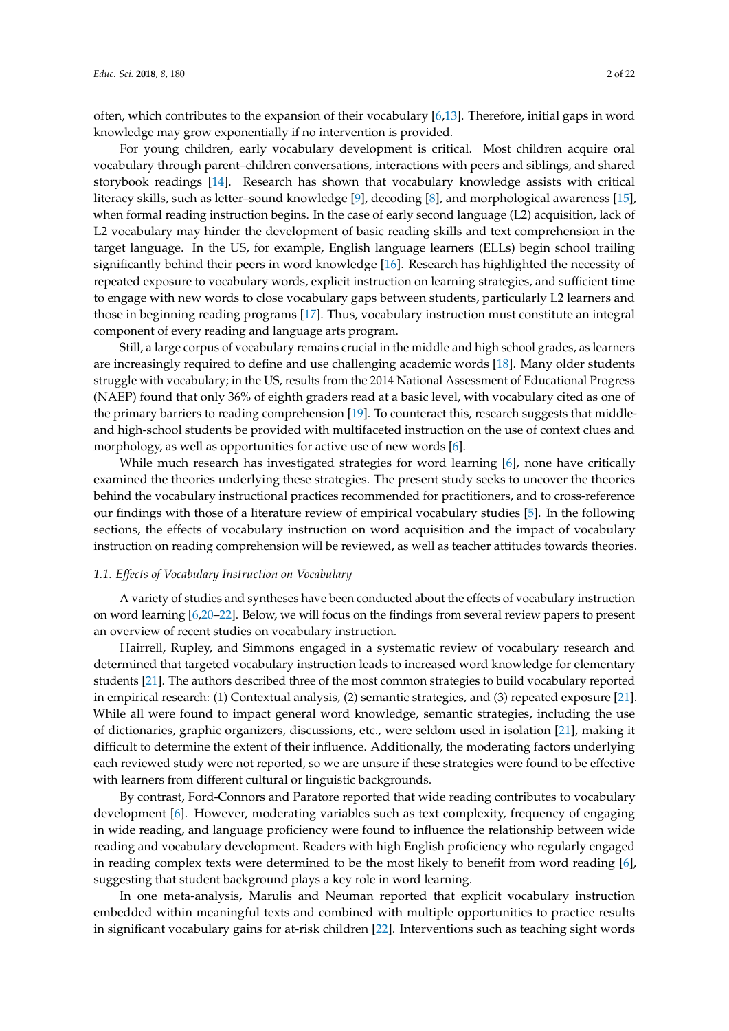often, which contributes to the expansion of their vocabulary [6,13]. Therefore, initial gaps in word knowledge may grow exponentially if no intervention is provided.

For young children, early vocabulary development is critical. Most children acquire oral vocabulary through parent–children conversations, interactions with peers and siblings, and shared storybook readings [14]. Research has shown that vocabulary knowledge assists with critical literacy skills, such as letter–sound knowledge [9], decoding [8], and morphological awareness [15], when formal reading instruction begins. In the case of early second language (L2) acquisition, lack of L2 vocabulary may hinder the development of basic reading skills and text comprehension in the target language. In the US, for example, English language learners (ELLs) begin school trailing significantly behind their peers in word knowledge [16]. Research has highlighted the necessity of repeated exposure to vocabulary words, explicit instruction on learning strategies, and sufficient time to engage with new words to close vocabulary gaps between students, particularly L2 learners and those in beginning reading programs [17]. Thus, vocabulary instruction must constitute an integral component of every reading and language arts program.

Still, a large corpus of vocabulary remains crucial in the middle and high school grades, as learners are increasingly required to define and use challenging academic words [18]. Many older students struggle with vocabulary; in the US, results from the 2014 National Assessment of Educational Progress (NAEP) found that only 36% of eighth graders read at a basic level, with vocabulary cited as one of the primary barriers to reading comprehension [19]. To counteract this, research suggests that middle- and high-school students be provided with multifaceted instruction on the use of context clues and morphology, as well as opportunities for active use of new words [6].

While much research has investigated strategies for word learning [6], none have critically examined the theories underlying these strategies. The present study seeks to uncover the theories behind the vocabulary instructional practices recommended for practitioners, and to cross-reference our findings with those of a literature review of empirical vocabulary studies [5]. In the following sections, the effects of vocabulary instruction on word acquisition and the impact of vocabulary instruction on reading comprehension will be reviewed, as well as teacher attitudes towards theories.

### *1.1. Effects of Vocabulary Instruction on Vocabulary*

A variety of studies and syntheses have been conducted about the effects of vocabulary instruction on word learning [6,20–22]. Below, we will focus on the findings from several review papers to present an overview of recent studies on vocabulary instruction.

Hairrell, Rupley, and Simmons engaged in a systematic review of vocabulary research and determined that targeted vocabulary instruction leads to increased word knowledge for elementary students [21]. The authors described three of the most common strategies to build vocabulary reported in empirical research: (1) Contextual analysis, (2) semantic strategies, and (3) repeated exposure [21]. While all were found to impact general word knowledge, semantic strategies, including the use of dictionaries, graphic organizers, discussions, etc., were seldom used in isolation [21], making it difficult to determine the extent of their influence. Additionally, the moderating factors underlying each reviewed study were not reported, so we are unsure if these strategies were found to be effective with learners from different cultural or linguistic backgrounds.

By contrast, Ford-Connors and Paratore reported that wide reading contributes to vocabulary development [6]. However, moderating variables such as text complexity, frequency of engaging in wide reading, and language proficiency were found to influence the relationship between wide reading and vocabulary development. Readers with high English proficiency who regularly engaged in reading complex texts were determined to be the most likely to benefit from word reading [6], suggesting that student background plays a key role in word learning.

In one meta-analysis, Marulis and Neuman reported that explicit vocabulary instruction embedded within meaningful texts and combined with multiple opportunities to practice results in significant vocabulary gains for at-risk children [22]. Interventions such as teaching sight words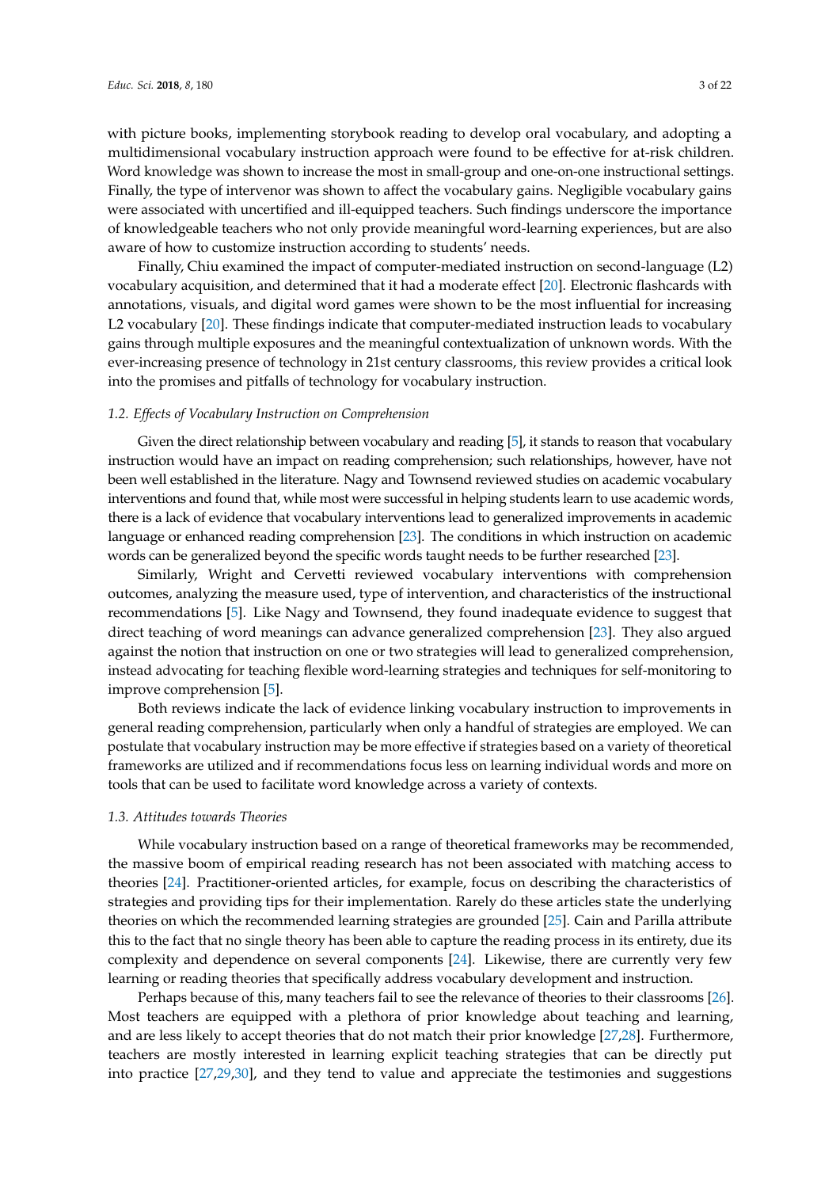with picture books, implementing storybook reading to develop oral vocabulary, and adopting a multidimensional vocabulary instruction approach were found to be effective for at-risk children. Word knowledge was shown to increase the most in small-group and one-on-one instructional settings. Finally, the type of intervenor was shown to affect the vocabulary gains. Negligible vocabulary gains were associated with uncertified and ill-equipped teachers. Such findings underscore the importance of knowledgeable teachers who not only provide meaningful word-learning experiences, but are also aware of how to customize instruction according to students' needs.

Finally, Chiu examined the impact of computer-mediated instruction on second-language (L2) vocabulary acquisition, and determined that it had a moderate effect [20]. Electronic flashcards with annotations, visuals, and digital word games were shown to be the most influential for increasing L2 vocabulary [20]. These findings indicate that computer-mediated instruction leads to vocabulary gains through multiple exposures and the meaningful contextualization of unknown words. With the ever-increasing presence of technology in 21st century classrooms, this review provides a critical look into the promises and pitfalls of technology for vocabulary instruction.

### *1.2. Effects of Vocabulary Instruction on Comprehension*

Given the direct relationship between vocabulary and reading [5], it stands to reason that vocabulary instruction would have an impact on reading comprehension; such relationships, however, have not been well established in the literature. Nagy and Townsend reviewed studies on academic vocabulary interventions and found that, while most were successful in helping students learn to use academic words, there is a lack of evidence that vocabulary interventions lead to generalized improvements in academic language or enhanced reading comprehension [23]. The conditions in which instruction on academic words can be generalized beyond the specific words taught needs to be further researched [23].

Similarly, Wright and Cervetti reviewed vocabulary interventions with comprehension outcomes, analyzing the measure used, type of intervention, and characteristics of the instructional recommendations [5]. Like Nagy and Townsend, they found inadequate evidence to suggest that direct teaching of word meanings can advance generalized comprehension [23]. They also argued against the notion that instruction on one or two strategies will lead to generalized comprehension, instead advocating for teaching flexible word-learning strategies and techniques for self-monitoring to improve comprehension [5].

Both reviews indicate the lack of evidence linking vocabulary instruction to improvements in general reading comprehension, particularly when only a handful of strategies are employed. We can postulate that vocabulary instruction may be more effective if strategies based on a variety of theoretical frameworks are utilized and if recommendations focus less on learning individual words and more on tools that can be used to facilitate word knowledge across a variety of contexts.

### *1.3. Attitudes towards Theories*

While vocabulary instruction based on a range of theoretical frameworks may be recommended, the massive boom of empirical reading research has not been associated with matching access to theories [24]. Practitioner-oriented articles, for example, focus on describing the characteristics of strategies and providing tips for their implementation. Rarely do these articles state the underlying theories on which the recommended learning strategies are grounded [25]. Cain and Parilla attribute this to the fact that no single theory has been able to capture the reading process in its entirety, due its complexity and dependence on several components [24]. Likewise, there are currently very few learning or reading theories that specifically address vocabulary development and instruction.

Perhaps because of this, many teachers fail to see the relevance of theories to their classrooms [26]. Most teachers are equipped with a plethora of prior knowledge about teaching and learning, and are less likely to accept theories that do not match their prior knowledge [27,28]. Furthermore, teachers are mostly interested in learning explicit teaching strategies that can be directly put into practice [27,29,30], and they tend to value and appreciate the testimonies and suggestions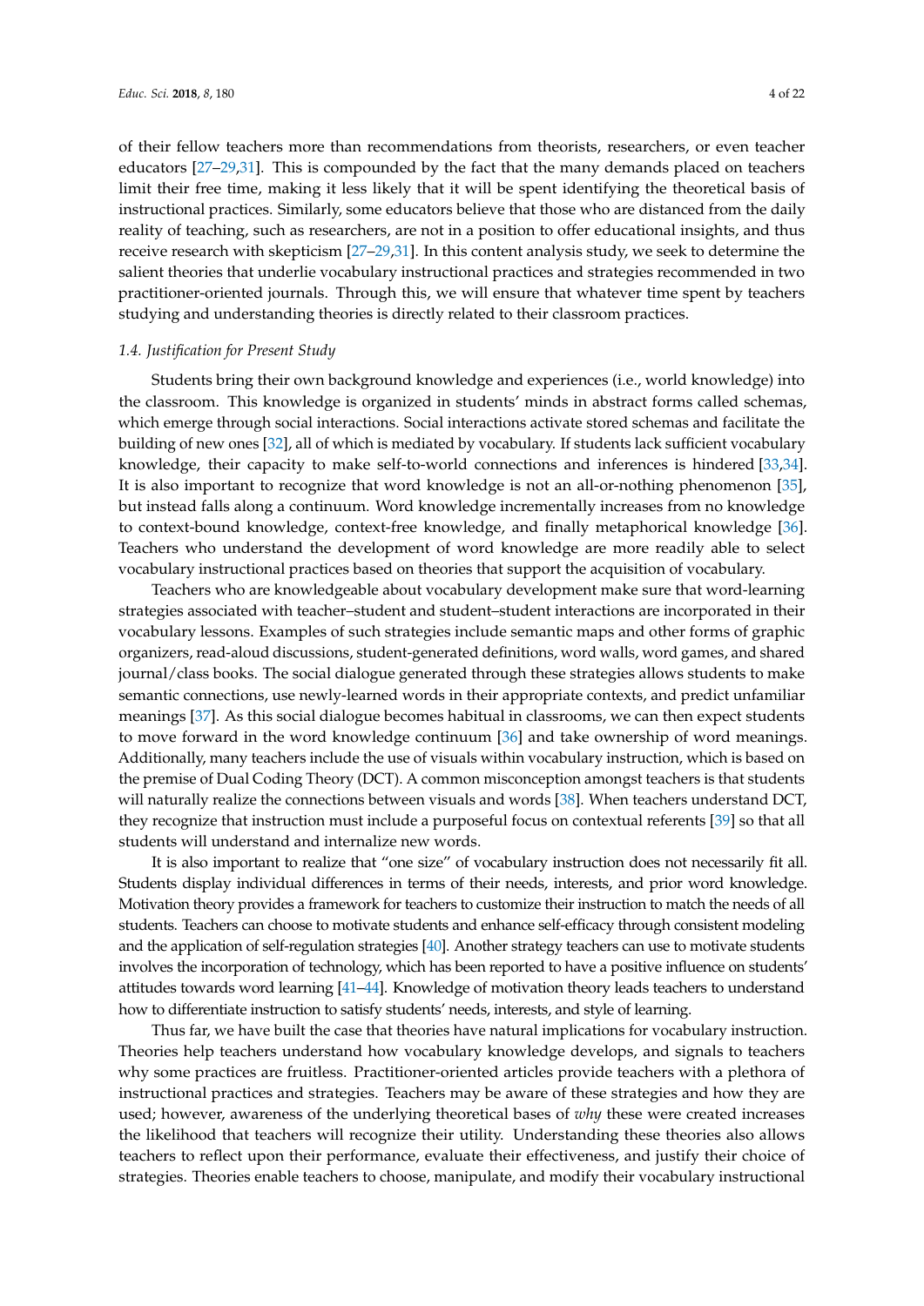of their fellow teachers more than recommendations from theorists, researchers, or even teacher educators [27–29,31]. This is compounded by the fact that the many demands placed on teachers limit their free time, making it less likely that it will be spent identifying the theoretical basis of instructional practices. Similarly, some educators believe that those who are distanced from the daily reality of teaching, such as researchers, are not in a position to offer educational insights, and thus receive research with skepticism [27–29,31]. In this content analysis study, we seek to determine the salient theories that underlie vocabulary instructional practices and strategies recommended in two practitioner-oriented journals. Through this, we will ensure that whatever time spent by teachers studying and understanding theories is directly related to their classroom practices.

### 1.4. Justification for Present Study

Students bring their own background knowledge and experiences (i.e., world knowledge) into the classroom. This knowledge is organized in students' minds in abstract forms called schemas, which emerge through social interactions. Social interactions activate stored schemas and facilitate the building of new ones [32], all of which is mediated by vocabulary. If students lack sufficient vocabulary knowledge, their capacity to make self-to-world connections and inferences is hindered [33,34]. It is also important to recognize that word knowledge is not an all-or-nothing phenomenon [35], but instead falls along a continuum. Word knowledge incrementally increases from no knowledge to context-bound knowledge, context-free knowledge, and finally metaphorical knowledge [36]. Teachers who understand the development of word knowledge are more readily able to select vocabulary instructional practices based on theories that support the acquisition of vocabulary.

Teachers who are knowledgeable about vocabulary development make sure that word-learning strategies associated with teacher–student and student–student interactions are incorporated in their vocabulary lessons. Examples of such strategies include semantic maps and other forms of graphic organizers, read-aloud discussions, student-generated definitions, word walls, word games, and shared journal/class books. The social dialogue generated through these strategies allows students to make semantic connections, use newly-learned words in their appropriate contexts, and predict unfamiliar meanings [37]. As this social dialogue becomes habitual in classrooms, we can then expect students to move forward in the word knowledge continuum [36] and take ownership of word meanings. Additionally, many teachers include the use of visuals within vocabulary instruction, which is based on the premise of Dual Coding Theory (DCT). A common misconception amongst teachers is that students will naturally realize the connections between visuals and words [38]. When teachers understand DCT, they recognize that instruction must include a purposeful focus on contextual referents [39] so that all students will understand and internalize new words.

It is also important to realize that "one size" of vocabulary instruction does not necessarily fit all. Students display individual differences in terms of their needs, interests, and prior word knowledge. Motivation theory provides a framework for teachers to customize their instruction to match the needs of all students. Teachers can choose to motivate students and enhance self-efficacy through consistent modeling and the application of self-regulation strategies [40]. Another strategy teachers can use to motivate students involves the incorporation of technology, which has been reported to have a positive influence on students' attitudes towards word learning [41–44]. Knowledge of motivation theory leads teachers to understand how to differentiate instruction to satisfy students' needs, interests, and style of learning.

Thus far, we have built the case that theories have natural implications for vocabulary instruction. Theories help teachers understand how vocabulary knowledge develops, and signals to teachers why some practices are fruitless. Practitioner-oriented articles provide teachers with a plethora of instructional practices and strategies. Teachers may be aware of these strategies and how they are used; however, awareness of the underlying theoretical bases of *why* these were created increases the likelihood that teachers will recognize their utility. Understanding these theories also allows teachers to reflect upon their performance, evaluate their effectiveness, and justify their choice of strategies. Theories enable teachers to choose, manipulate, and modify their vocabulary instructional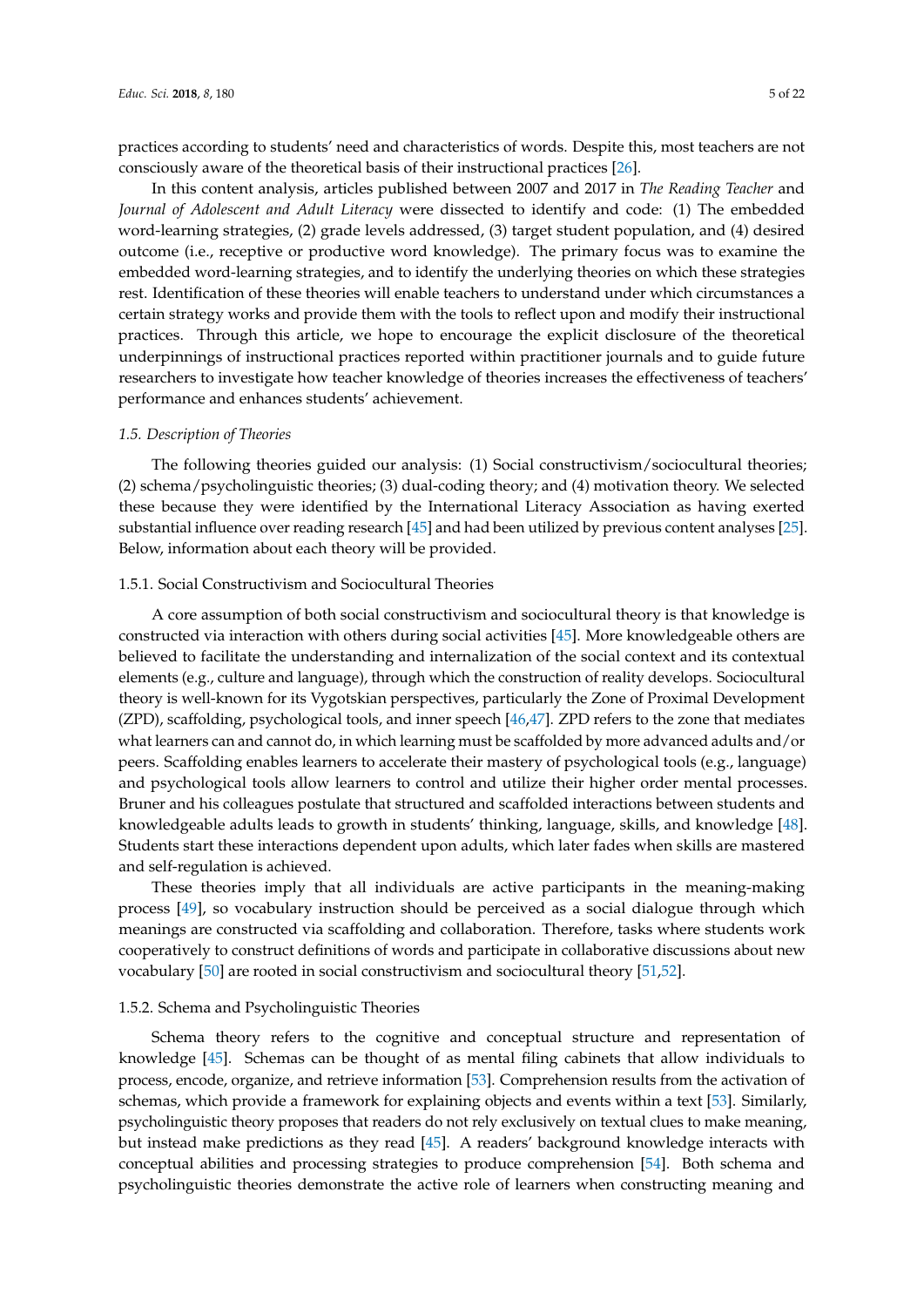practices according to students' need and characteristics of words. Despite this, most teachers are not consciously aware of the theoretical basis of their instructional practices [26].

In this content analysis, articles published between 2007 and 2017 in *The Reading Teacher* and *Journal of Adolescent and Adult Literacy* were dissected to identify and code: (1) The embedded word-learning strategies, (2) grade levels addressed, (3) target student population, and (4) desired outcome (i.e., receptive or productive word knowledge). The primary focus was to examine the embedded word-learning strategies, and to identify the underlying theories on which these strategies rest. Identification of these theories will enable teachers to understand under which circumstances a certain strategy works and provide them with the tools to reflect upon and modify their instructional practices. Through this article, we hope to encourage the explicit disclosure of the theoretical underpinnings of instructional practices reported within practitioner journals and to guide future researchers to investigate how teacher knowledge of theories increases the effectiveness of teachers' performance and enhances students' achievement.

### 1.5. Description of Theories

The following theories guided our analysis: (1) Social constructivism/sociocultural theories; (2) schema/psycholinguistic theories; (3) dual-coding theory; and (4) motivation theory. We selected these because they were identified by the International Literacy Association as having exerted substantial influence over reading research [45] and had been utilized by previous content analyses [25]. Below, information about each theory will be provided.

#### 1.5.1. Social Constructivism and Sociocultural Theories

A core assumption of both social constructivism and sociocultural theory is that knowledge is constructed via interaction with others during social activities [45]. More knowledgeable others are believed to facilitate the understanding and internalization of the social context and its contextual elements (e.g., culture and language), through which the construction of reality develops. Sociocultural theory is well-known for its Vygotskian perspectives, particularly the Zone of Proximal Development (ZPD), scaffolding, psychological tools, and inner speech [46,47]. ZPD refers to the zone that mediates what learners can and cannot do, in which learning must be scaffolded by more advanced adults and/or peers. Scaffolding enables learners to accelerate their mastery of psychological tools (e.g., language) and psychological tools allow learners to control and utilize their higher order mental processes. Bruner and his colleagues postulate that structured and scaffolded interactions between students and knowledgeable adults leads to growth in students' thinking, language, skills, and knowledge [48]. Students start these interactions dependent upon adults, which later fades when skills are mastered and self-regulation is achieved.

These theories imply that all individuals are active participants in the meaning-making process [49], so vocabulary instruction should be perceived as a social dialogue through which meanings are constructed via scaffolding and collaboration. Therefore, tasks where students work cooperatively to construct definitions of words and participate in collaborative discussions about new vocabulary [50] are rooted in social constructivism and sociocultural theory [51,52].

#### 1.5.2. Schema and Psycholinguistic Theories

Schema theory refers to the cognitive and conceptual structure and representation of knowledge [45]. Schemas can be thought of as mental filing cabinets that allow individuals to process, encode, organize, and retrieve information [53]. Comprehension results from the activation of schemas, which provide a framework for explaining objects and events within a text [53]. Similarly, psycholinguistic theory proposes that readers do not rely exclusively on textual clues to make meaning, but instead make predictions as they read [45]. A readers' background knowledge interacts with conceptual abilities and processing strategies to produce comprehension [54]. Both schema and psycholinguistic theories demonstrate the active role of learners when constructing meaning and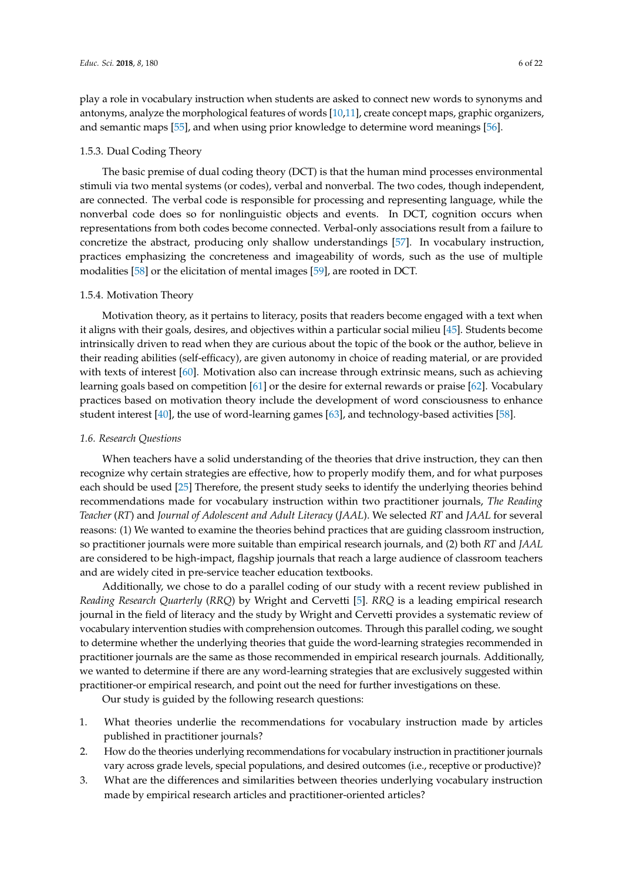play a role in vocabulary instruction when students are asked to connect new words to synonyms and antonyms, analyze the morphological features of words [10,11], create concept maps, graphic organizers, and semantic maps [55], and when using prior knowledge to determine word meanings [56].

#### 1.5.3. Dual Coding Theory

The basic premise of dual coding theory (DCT) is that the human mind processes environmental stimuli via two mental systems (or codes), verbal and nonverbal. The two codes, though independent, are connected. The verbal code is responsible for processing and representing language, while the nonverbal code does so for nonlinguistic objects and events. In DCT, cognition occurs when representations from both codes become connected. Verbal-only associations result from a failure to concretize the abstract, producing only shallow understandings [57]. In vocabulary instruction, practices emphasizing the concreteness and imageability of words, such as the use of multiple modalities [58] or the elicitation of mental images [59], are rooted in DCT.

#### 1.5.4. Motivation Theory

Motivation theory, as it pertains to literacy, posits that readers become engaged with a text when it aligns with their goals, desires, and objectives within a particular social milieu [45]. Students become intrinsically driven to read when they are curious about the topic of the book or the author, believe in their reading abilities (self-efficacy), are given autonomy in choice of reading material, or are provided with texts of interest [60]. Motivation also can increase through extrinsic means, such as achieving learning goals based on competition [61] or the desire for external rewards or praise [62]. Vocabulary practices based on motivation theory include the development of word consciousness to enhance student interest [40], the use of word-learning games [63], and technology-based activities [58].

### *1.6. Research Questions*

When teachers have a solid understanding of the theories that drive instruction, they can then recognize why certain strategies are effective, how to properly modify them, and for what purposes each should be used [25] Therefore, the present study seeks to identify the underlying theories behind recommendations made for vocabulary instruction within two practitioner journals, *The Reading Teacher* (*RT*) and *Journal of Adolescent and Adult Literacy* (*JAAL*). We selected *RT* and *JAAL* for several reasons: (1) We wanted to examine the theories behind practices that are guiding classroom instruction, so practitioner journals were more suitable than empirical research journals, and (2) both *RT* and *JAAL* are considered to be high-impact, flagship journals that reach a large audience of classroom teachers and are widely cited in pre-service teacher education textbooks.

Additionally, we chose to do a parallel coding of our study with a recent review published in *Reading Research Quarterly* (*RRQ*) by Wright and Cervetti [5]. *RRQ* is a leading empirical research journal in the field of literacy and the study by Wright and Cervetti provides a systematic review of vocabulary intervention studies with comprehension outcomes. Through this parallel coding, we sought to determine whether the underlying theories that guide the word-learning strategies recommended in practitioner journals are the same as those recommended in empirical research journals. Additionally, we wanted to determine if there are any word-learning strategies that are exclusively suggested within practitioner-or empirical research, and point out the need for further investigations on these.

Our study is guided by the following research questions:

1. What theories underlie the recommendations for vocabulary instruction made by articles published in practitioner journals?
2. How do the theories underlying recommendations for vocabulary instruction in practitioner journals vary across grade levels, special populations, and desired outcomes (i.e., receptive or productive)?
3. What are the differences and similarities between theories underlying vocabulary instruction made by empirical research articles and practitioner-oriented articles?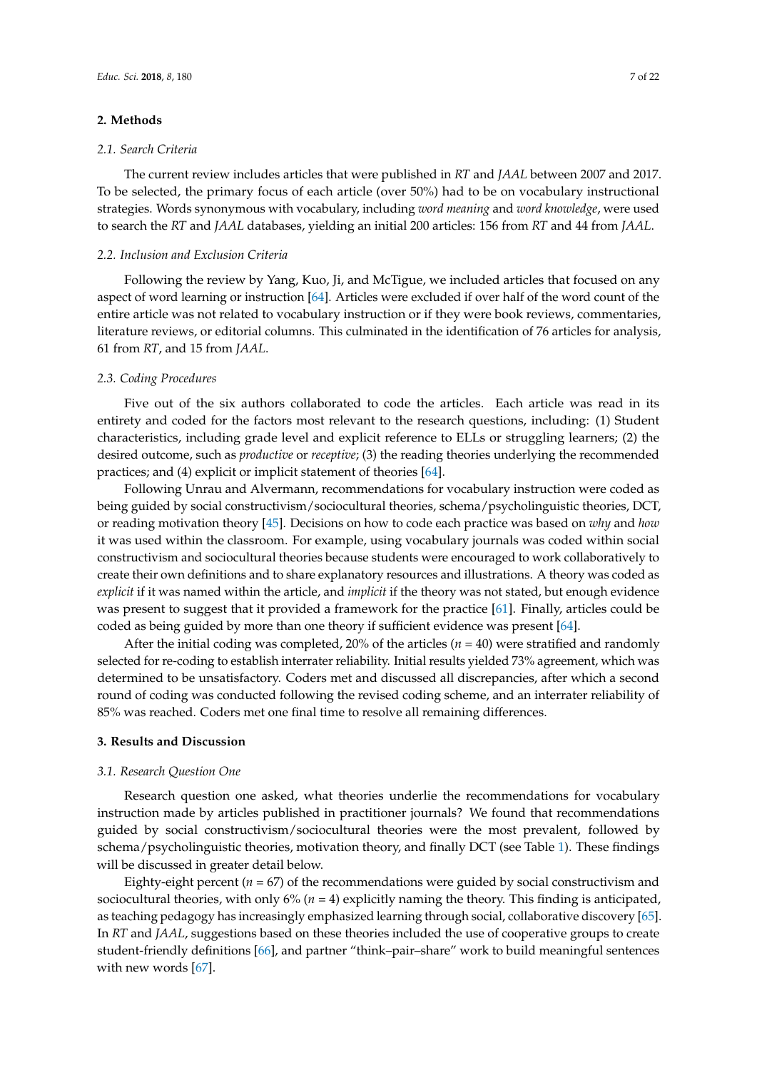## 2. Methods

### 2.1. Search Criteria

The current review includes articles that were published in *RT* and *JAAL* between 2007 and 2017. To be selected, the primary focus of each article (over 50%) had to be on vocabulary instructional strategies. Words synonymous with vocabulary, including *word meaning* and *word knowledge*, were used to search the *RT* and *JAAL* databases, yielding an initial 200 articles: 156 from *RT* and 44 from *JAAL*.

### 2.2. Inclusion and Exclusion Criteria

Following the review by Yang, Kuo, Ji, and McTigue, we included articles that focused on any aspect of word learning or instruction [64]. Articles were excluded if over half of the word count of the entire article was not related to vocabulary instruction or if they were book reviews, commentaries, literature reviews, or editorial columns. This culminated in the identification of 76 articles for analysis, 61 from *RT*, and 15 from *JAAL*.

### 2.3. Coding Procedures

Five out of the six authors collaborated to code the articles. Each article was read in its entirety and coded for the factors most relevant to the research questions, including: (1) Student characteristics, including grade level and explicit reference to ELLs or struggling learners; (2) the desired outcome, such as *productive* or *receptive*; (3) the reading theories underlying the recommended practices; and (4) explicit or implicit statement of theories [64].

Following Unrau and Alvermann, recommendations for vocabulary instruction were coded as being guided by social constructivism/sociocultural theories, schema/psycholinguistic theories, DCT, or reading motivation theory [45]. Decisions on how to code each practice was based on *why* and *how* it was used within the classroom. For example, using vocabulary journals was coded within social constructivism and sociocultural theories because students were encouraged to work collaboratively to create their own definitions and to share explanatory resources and illustrations. A theory was coded as *explicit* if it was named within the article, and *implicit* if the theory was not stated, but enough evidence was present to suggest that it provided a framework for the practice [61]. Finally, articles could be coded as being guided by more than one theory if sufficient evidence was present [64].

After the initial coding was completed, 20% of the articles ($n$ = 40) were stratified and randomly selected for re-coding to establish interrater reliability. Initial results yielded 73% agreement, which was determined to be unsatisfactory. Coders met and discussed all discrepancies, after which a second round of coding was conducted following the revised coding scheme, and an interrater reliability of 85% was reached. Coders met one final time to resolve all remaining differences.

## 3. Results and Discussion

### 3.1. Research Question One

Research question one asked, what theories underlie the recommendations for vocabulary instruction made by articles published in practitioner journals? We found that recommendations guided by social constructivism/sociocultural theories were the most prevalent, followed by schema/psycholinguistic theories, motivation theory, and finally DCT (see Table 1). These findings will be discussed in greater detail below.

Eighty-eight percent ($n$ = 67) of the recommendations were guided by social constructivism and sociocultural theories, with only 6% ($n$ = 4) explicitly naming the theory. This finding is anticipated, as teaching pedagogy has increasingly emphasized learning through social, collaborative discovery [65]. In *RT* and *JAAL*, suggestions based on these theories included the use of cooperative groups to create student-friendly definitions [66], and partner "think–pair–share" work to build meaningful sentences with new words [67].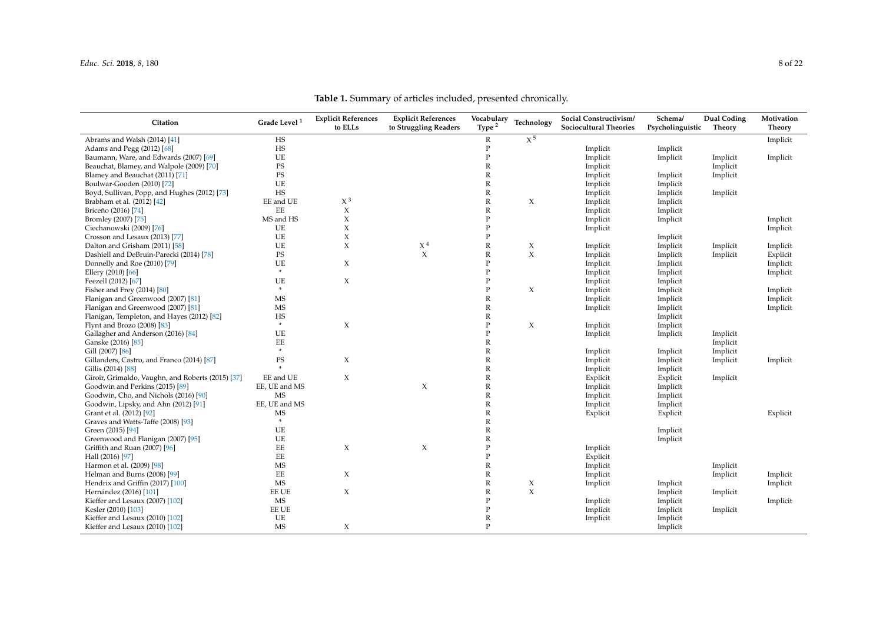**Table 1.** Summary of articles included, presented chronically.

| Citation | Grade Level [1] | Explicit References to ELLs | Explicit References to Struggling Readers | Vocabulary Type [2] | Technology | Social Constructivism/ Sociocultural Theories | Schema/ Psycholinguistic | Dual Coding Theory | Motivation Theory |
|---|---|---|---|---|---|---|---|---|---|
| Abrams and Walsh (2014) [41] | HS | | | R | X [5] | | | | Implicit |
| Adams and Pegg (2012) [68] | HS | | | P | | Implicit | Implicit | | |
| Baumann, Ware, and Edwards (2007) [69] | UE | | | P | | Implicit | Implicit | Implicit | Implicit |
| Beauchat, Blamey, and Walpole (2009) [70] | PS | | | R | | Implicit | | Implicit | |
| Blamey and Beauchat (2011) [71] | PS | | | R | | Implicit | Implicit | Implicit | |
| Boulwar-Gooden (2010) [72] | UE | | | R | | Implicit | Implicit | | |
| Boyd, Sullivan, Popp, and Hughes (2012) [73] | HS | | | R | | Implicit | Implicit | Implicit | |
| Brabham et al. (2012) [42] | EE and UE | X [3] | | R | X | Implicit | Implicit | | |
| Briceño (2016) [74] | EE | X | | R | | Implicit | Implicit | | |
| Bromley (2007) [75] | MS and HS | X | | P | | Implicit | Implicit | | Implicit |
| Ciechanowski (2009) [76] | UE | X | | P | | Implicit | | | Implicit |
| Crosson and Lesaux (2013) [77] | UE | X | | P | | | Implicit | | |
| Dalton and Grisham (2011) [58] | UE | X | X [4] | R | X | Implicit | Implicit | Implicit | Implicit |
| Dashiell and DeBruin-Parecki (2014) [78] | PS | | X | R | X | Implicit | Implicit | Implicit | Explicit |
| Donnelly and Roe (2010) [79] | UE | X | | P | | Implicit | Implicit | | Implicit |
| Ellery (2010) [66] | * | | | P | | Implicit | Implicit | | Implicit |
| Feezell (2012) [67] | UE | X | | P | | Implicit | Implicit | | |
| Fisher and Frey (2014) [80] | * | | | P | X | Implicit | Implicit | | Implicit |
| Flanigan and Greenwood (2007) [81] | MS | | | R | | Implicit | Implicit | | Implicit |
| Flanigan and Greenwood (2007) [81] | MS | | | R | | Implicit | Implicit | | Implicit |
| Flanigan, Templeton, and Hayes (2012) [82] | HS | | | R | | | Implicit | | |
| Flynt and Brozo (2008) [83] | * | X | | P | X | Implicit | Implicit | | |
| Gallagher and Anderson (2016) [84] | UE | | | P | | Implicit | Implicit | Implicit | |
| Ganske (2016) [85] | EE | | | R | | | | Implicit | |
| Gill (2007) [86] | * | | | R | | Implicit | Implicit | Implicit | |
| Gillanders, Castro, and Franco (2014) [87] | PS | X | | R | | Implicit | Implicit | Implicit | Implicit |
| Gillis (2014) [88] | * | | | R | | Implicit | Implicit | | |
| Giroir, Grimaldo, Vaughn, and Roberts (2015) [37] | EE and UE | X | | R | | Explicit | Explicit | Implicit | |
| Goodwin and Perkins (2015) [89] | EE, UE and MS | | X | R | | Implicit | Implicit | | |
| Goodwin, Cho, and Nichols (2016) [90] | MS | | | R | | Implicit | Implicit | | |
| Goodwin, Lipsky, and Ahn (2012) [91] | EE, UE and MS | | | R | | Implicit | Implicit | | |
| Grant et al. (2012) [92] | MS | | | R | | Explicit | Explicit | | Explicit |
| Graves and Watts-Taffe (2008) [93] | * | | | R | | | | | |
| Green (2015) [94] | UE | | | R | | | Implicit | | |
| Greenwood and Flanigan (2007) [95] | UE | | | R | | | Implicit | | |
| Griffith and Ruan (2007) [96] | EE | X | X | P | | Implicit | | | |
| Hall (2016) [97] | EE | | | P | | Explicit | | | |
| Harmon et al. (2009) [98] | MS | | | R | | Implicit | | Implicit | |
| Helman and Burns (2008) [99] | EE | X | | R | | Implicit | | Implicit | Implicit |
| Hendrix and Griffin (2017) [100] | MS | | | R | X | Implicit | Implicit | | Implicit |
| Hernández (2016) [101] | EE UE | X | | R | X | | Implicit | Implicit | |
| Kieffer and Lesaux (2007) [102] | MS | | | P | | Implicit | Implicit | | Implicit |
| Kesler (2010) [103] | EE UE | | | P | | Implicit | Implicit | Implicit | |
| Kieffer and Lesaux (2010) [102] | UE | | | R | | Implicit | Implicit | | |
| Kieffer and Lesaux (2010) [102] | MS | X | | P | | | Implicit | | |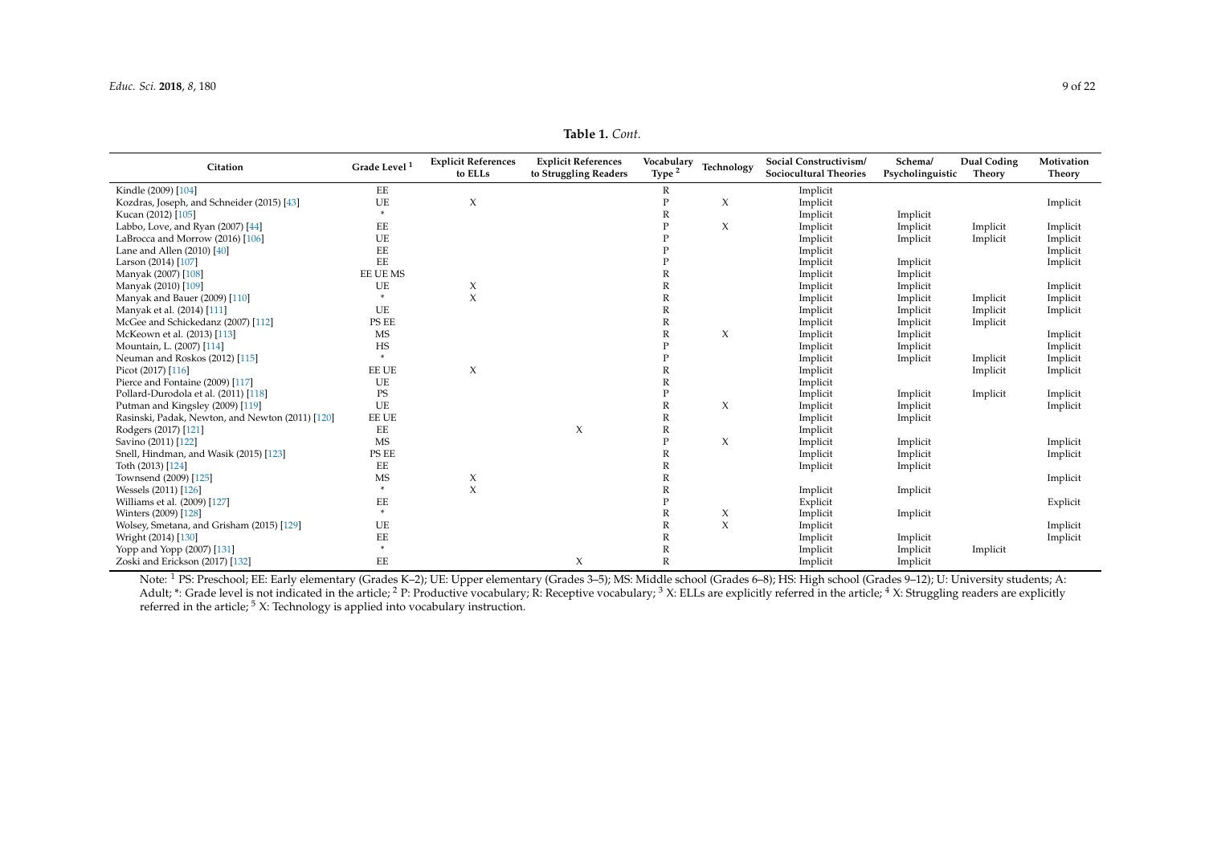**Table 1.** *Cont.*

| Citation | Grade Level [1] | Explicit References to ELLs | Explicit References to Struggling Readers | Vocabulary Type [2] | Technology | Social Constructivism/ Sociocultural Theories | Schema/ Psycholinguistic | Dual Coding Theory | Motivation Theory |
|---|---|---|---|---|---|---|---|---|---|
| Kindle (2009) [104] | EE | | | R | | Implicit | | | |
| Kozdras, Joseph, and Schneider (2015) [43] | UE | X | | P | X | Implicit | | | Implicit |
| Kucan (2012) [105] | * | | | R | | Implicit | Implicit | | |
| Labbo, Love, and Ryan (2007) [44] | EE | | | P | X | Implicit | Implicit | Implicit | Implicit |
| LaBrocca and Morrow (2016) [106] | UE | | | P | | Implicit | Implicit | Implicit | Implicit |
| Lane and Allen (2010) [40] | EE | | | P | | Implicit | | | Implicit |
| Larson (2014) [107] | EE | | | P | | Implicit | Implicit | | Implicit |
| Manyak (2007) [108] | EE UE MS | | | R | | Implicit | Implicit | | |
| Manyak (2010) [109] | UE | X | | R | | Implicit | Implicit | | Implicit |
| Manyak and Bauer (2009) [110] | * | X | | R | | Implicit | Implicit | Implicit | Implicit |
| Manyak et al. (2014) [111] | UE | | | R | | Implicit | Implicit | Implicit | Implicit |
| McGee and Schickedanz (2007) [112] | PS EE | | | R | | Implicit | Implicit | Implicit | |
| McKeown et al. (2013) [113] | MS | | | R | X | Implicit | Implicit | | Implicit |
| Mountain, L. (2007) [114] | HS | | | P | | Implicit | Implicit | | Implicit |
| Neuman and Roskos (2012) [115] | * | | | P | | Implicit | Implicit | Implicit | Implicit |
| Picot (2017) [116] | EE UE | X | | R | | Implicit | | Implicit | Implicit |
| Pierce and Fontaine (2009) [117] | UE | | | R | | Implicit | | | |
| Pollard-Durodola et al. (2011) [118] | PS | | | P | | Implicit | Implicit | Implicit | Implicit |
| Putman and Kingsley (2009) [119] | UE | | | R | X | Implicit | Implicit | | Implicit |
| Rasinski, Padak, Newton, and Newton (2011) [120] | EE UE | | | R | | Implicit | Implicit | | |
| Rodgers (2017) [121] | EE | | X | R | | Implicit | | | |
| Savino (2011) [122] | MS | | | P | X | Implicit | Implicit | | Implicit |
| Snell, Hindman, and Wasik (2015) [123] | PS EE | | | R | | Implicit | Implicit | | Implicit |
| Toth (2013) [124] | EE | | | R | | Implicit | Implicit | | |
| Townsend (2009) [125] | MS | X | | R | | | | | Implicit |
| Wessels (2011) [126] | * | X | | R | | Implicit | Implicit | | |
| Williams et al. (2009) [127] | EE | | | P | | Explicit | | | Explicit |
| Winters (2009) [128] | * | | | R | X | Implicit | Implicit | | |
| Wolsey, Smetana, and Grisham (2015) [129] | UE | | | R | X | Implicit | | | Implicit |
| Wright (2014) [130] | EE | | | R | | Implicit | Implicit | | Implicit |
| Yopp and Yopp (2007) [131] | * | | | R | | Implicit | Implicit | Implicit | |
| Zoski and Erickson (2017) [132] | EE | | X | R | | Implicit | Implicit | | |

Note: [1] PS: Preschool; EE: Early elementary (Grades K–2); UE: Upper elementary (Grades 3–5); MS: Middle school (Grades 6–8); HS: High school (Grades 9–12); U: University students; A: Adult; *: Grade level is not indicated in the article; [2] P: Productive vocabulary; R: Receptive vocabulary; [3] X: ELLs are explicitly referred in the article; [4] X: Struggling readers are explicitly referred in the article; [5] X: Technology is applied into vocabulary instruction.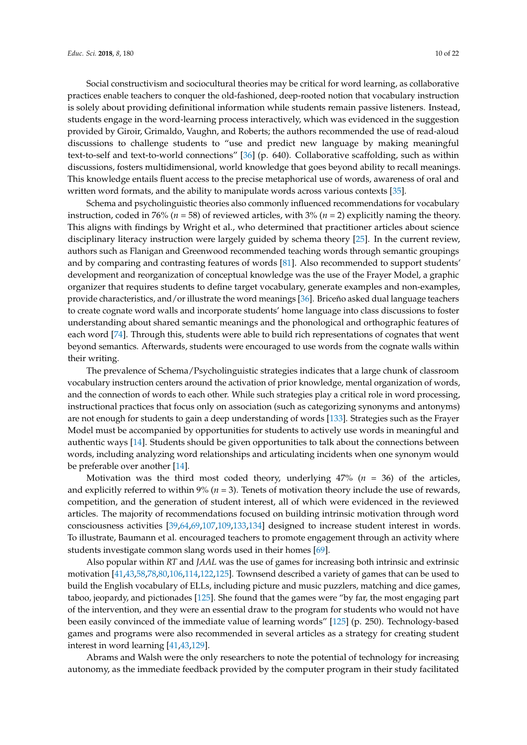Social constructivism and sociocultural theories may be critical for word learning, as collaborative practices enable teachers to conquer the old-fashioned, deep-rooted notion that vocabulary instruction is solely about providing definitional information while students remain passive listeners. Instead, students engage in the word-learning process interactively, which was evidenced in the suggestion provided by Giroir, Grimaldo, Vaughn, and Roberts; the authors recommended the use of read-aloud discussions to challenge students to "use and predict new language by making meaningful text-to-self and text-to-world connections" [36] (p. 640). Collaborative scaffolding, such as within discussions, fosters multidimensional, world knowledge that goes beyond ability to recall meanings. This knowledge entails fluent access to the precise metaphorical use of words, awareness of oral and written word formats, and the ability to manipulate words across various contexts [35].

Schema and psycholinguistic theories also commonly influenced recommendations for vocabulary instruction, coded in 76% ($n$ = 58) of reviewed articles, with 3% ($n$ = 2) explicitly naming the theory. This aligns with findings by Wright et al., who determined that practitioner articles about science disciplinary literacy instruction were largely guided by schema theory [25]. In the current review, authors such as Flanigan and Greenwood recommended teaching words through semantic groupings and by comparing and contrasting features of words [81]. Also recommended to support students' development and reorganization of conceptual knowledge was the use of the Frayer Model, a graphic organizer that requires students to define target vocabulary, generate examples and non-examples, provide characteristics, and/or illustrate the word meanings [36]. Briceño asked dual language teachers to create cognate word walls and incorporate students' home language into class discussions to foster understanding about shared semantic meanings and the phonological and orthographic features of each word [74]. Through this, students were able to build rich representations of cognates that went beyond semantics. Afterwards, students were encouraged to use words from the cognate walls within their writing.

The prevalence of Schema/Psycholinguistic strategies indicates that a large chunk of classroom vocabulary instruction centers around the activation of prior knowledge, mental organization of words, and the connection of words to each other. While such strategies play a critical role in word processing, instructional practices that focus only on association (such as categorizing synonyms and antonyms) are not enough for students to gain a deep understanding of words [133]. Strategies such as the Frayer Model must be accompanied by opportunities for students to actively use words in meaningful and authentic ways [14]. Students should be given opportunities to talk about the connections between words, including analyzing word relationships and articulating incidents when one synonym would be preferable over another [14].

Motivation was the third most coded theory, underlying 47% ($n$ = 36) of the articles, and explicitly referred to within 9% ($n$ = 3). Tenets of motivation theory include the use of rewards, competition, and the generation of student interest, all of which were evidenced in the reviewed articles. The majority of recommendations focused on building intrinsic motivation through word consciousness activities [39,64,69,107,109,133,134] designed to increase student interest in words. To illustrate, Baumann et al. encouraged teachers to promote engagement through an activity where students investigate common slang words used in their homes [69].

Also popular within *RT* and *JAAL* was the use of games for increasing both intrinsic and extrinsic motivation [41,43,58,78,80,106,114,122,125]. Townsend described a variety of games that can be used to build the English vocabulary of ELLs, including picture and music puzzlers, matching and dice games, taboo, jeopardy, and pictionades [125]. She found that the games were "by far, the most engaging part of the intervention, and they were an essential draw to the program for students who would not have been easily convinced of the immediate value of learning words" [125] (p. 250). Technology-based games and programs were also recommended in several articles as a strategy for creating student interest in word learning [41,43,129].

Abrams and Walsh were the only researchers to note the potential of technology for increasing autonomy, as the immediate feedback provided by the computer program in their study facilitated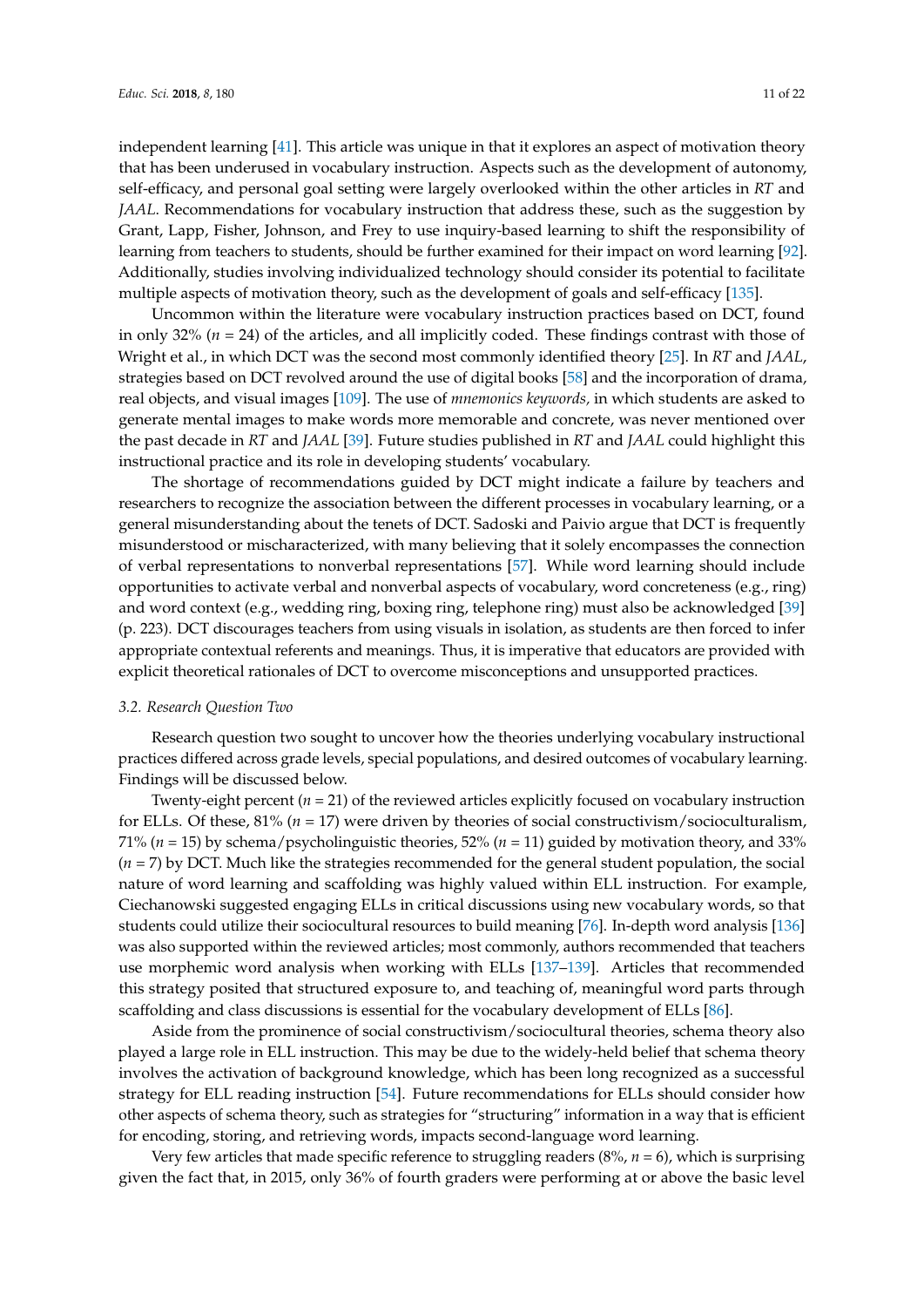independent learning [41]. This article was unique in that it explores an aspect of motivation theory that has been underused in vocabulary instruction. Aspects such as the development of autonomy, self-efficacy, and personal goal setting were largely overlooked within the other articles in *RT* and *JAAL*. Recommendations for vocabulary instruction that address these, such as the suggestion by Grant, Lapp, Fisher, Johnson, and Frey to use inquiry-based learning to shift the responsibility of learning from teachers to students, should be further examined for their impact on word learning [92]. Additionally, studies involving individualized technology should consider its potential to facilitate multiple aspects of motivation theory, such as the development of goals and self-efficacy [135].

Uncommon within the literature were vocabulary instruction practices based on DCT, found in only 32% (*n* = 24) of the articles, and all implicitly coded. These findings contrast with those of Wright et al., in which DCT was the second most commonly identified theory [25]. In *RT* and *JAAL*, strategies based on DCT revolved around the use of digital books [58] and the incorporation of drama, real objects, and visual images [109]. The use of *mnemonics keywords,* in which students are asked to generate mental images to make words more memorable and concrete, was never mentioned over the past decade in *RT* and *JAAL* [39]. Future studies published in *RT* and *JAAL* could highlight this instructional practice and its role in developing students' vocabulary.

The shortage of recommendations guided by DCT might indicate a failure by teachers and researchers to recognize the association between the different processes in vocabulary learning, or a general misunderstanding about the tenets of DCT. Sadoski and Paivio argue that DCT is frequently misunderstood or mischaracterized, with many believing that it solely encompasses the connection of verbal representations to nonverbal representations [57]. While word learning should include opportunities to activate verbal and nonverbal aspects of vocabulary, word concreteness (e.g., ring) and word context (e.g., wedding ring, boxing ring, telephone ring) must also be acknowledged [39] (p. 223). DCT discourages teachers from using visuals in isolation, as students are then forced to infer appropriate contextual referents and meanings. Thus, it is imperative that educators are provided with explicit theoretical rationales of DCT to overcome misconceptions and unsupported practices.

### *3.2. Research Question Two*

Research question two sought to uncover how the theories underlying vocabulary instructional practices differed across grade levels, special populations, and desired outcomes of vocabulary learning. Findings will be discussed below.

Twenty-eight percent (*n* = 21) of the reviewed articles explicitly focused on vocabulary instruction for ELLs. Of these, 81% (*n* = 17) were driven by theories of social constructivism/socioculturalism, 71% (*n* = 15) by schema/psycholinguistic theories, 52% (*n* = 11) guided by motivation theory, and 33% (*n* = 7) by DCT. Much like the strategies recommended for the general student population, the social nature of word learning and scaffolding was highly valued within ELL instruction. For example, Ciechanowski suggested engaging ELLs in critical discussions using new vocabulary words, so that students could utilize their sociocultural resources to build meaning [76]. In-depth word analysis [136] was also supported within the reviewed articles; most commonly, authors recommended that teachers use morphemic word analysis when working with ELLs [137–139]. Articles that recommended this strategy posited that structured exposure to, and teaching of, meaningful word parts through scaffolding and class discussions is essential for the vocabulary development of ELLs [86].

Aside from the prominence of social constructivism/sociocultural theories, schema theory also played a large role in ELL instruction. This may be due to the widely-held belief that schema theory involves the activation of background knowledge, which has been long recognized as a successful strategy for ELL reading instruction [54]. Future recommendations for ELLs should consider how other aspects of schema theory, such as strategies for "structuring" information in a way that is efficient for encoding, storing, and retrieving words, impacts second-language word learning.

Very few articles that made specific reference to struggling readers (8%, *n* = 6), which is surprising given the fact that, in 2015, only 36% of fourth graders were performing at or above the basic level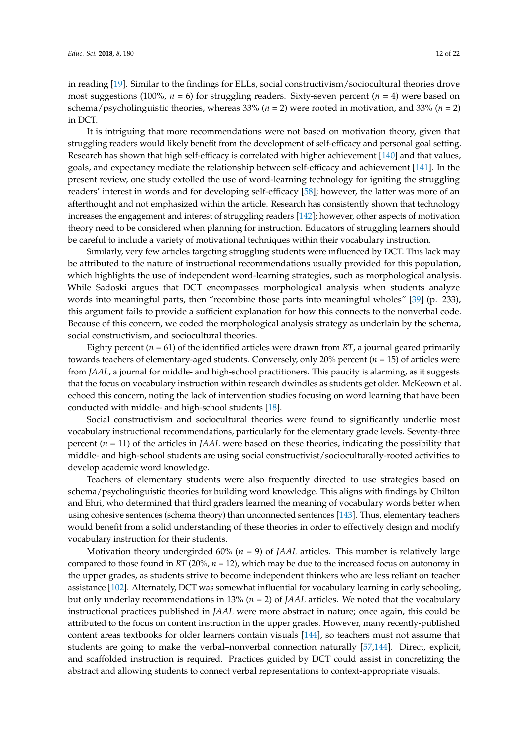in reading [19]. Similar to the findings for ELLs, social constructivism/sociocultural theories drove most suggestions (100%, *n* = 6) for struggling readers. Sixty-seven percent (*n* = 4) were based on schema/psycholinguistic theories, whereas 33% (*n* = 2) were rooted in motivation, and 33% (*n* = 2) in DCT.

It is intriguing that more recommendations were not based on motivation theory, given that struggling readers would likely benefit from the development of self-efficacy and personal goal setting. Research has shown that high self-efficacy is correlated with higher achievement [140] and that values, goals, and expectancy mediate the relationship between self-efficacy and achievement [141]. In the present review, one study extolled the use of word-learning technology for igniting the struggling readers' interest in words and for developing self-efficacy [58]; however, the latter was more of an afterthought and not emphasized within the article. Research has consistently shown that technology increases the engagement and interest of struggling readers [142]; however, other aspects of motivation theory need to be considered when planning for instruction. Educators of struggling learners should be careful to include a variety of motivational techniques within their vocabulary instruction.

Similarly, very few articles targeting struggling students were influenced by DCT. This lack may be attributed to the nature of instructional recommendations usually provided for this population, which highlights the use of independent word-learning strategies, such as morphological analysis. While Sadoski argues that DCT encompasses morphological analysis when students analyze words into meaningful parts, then "recombine those parts into meaningful wholes" [39] (p. 233), this argument fails to provide a sufficient explanation for how this connects to the nonverbal code. Because of this concern, we coded the morphological analysis strategy as underlain by the schema, social constructivism, and sociocultural theories.

Eighty percent (*n* = 61) of the identified articles were drawn from *RT*, a journal geared primarily towards teachers of elementary-aged students. Conversely, only 20% percent (*n* = 15) of articles were from *JAAL*, a journal for middle- and high-school practitioners. This paucity is alarming, as it suggests that the focus on vocabulary instruction within research dwindles as students get older. McKeown et al. echoed this concern, noting the lack of intervention studies focusing on word learning that have been conducted with middle- and high-school students [18].

Social constructivism and sociocultural theories were found to significantly underlie most vocabulary instructional recommendations, particularly for the elementary grade levels. Seventy-three percent (*n* = 11) of the articles in *JAAL* were based on these theories, indicating the possibility that middle- and high-school students are using social constructivist/socioculturally-rooted activities to develop academic word knowledge.

Teachers of elementary students were also frequently directed to use strategies based on schema/psycholinguistic theories for building word knowledge. This aligns with findings by Chilton and Ehri, who determined that third graders learned the meaning of vocabulary words better when using cohesive sentences (schema theory) than unconnected sentences [143]. Thus, elementary teachers would benefit from a solid understanding of these theories in order to effectively design and modify vocabulary instruction for their students.

Motivation theory undergirded 60% (*n* = 9) of *JAAL* articles. This number is relatively large compared to those found in *RT* (20%, *n* = 12), which may be due to the increased focus on autonomy in the upper grades, as students strive to become independent thinkers who are less reliant on teacher assistance [102]. Alternately, DCT was somewhat influential for vocabulary learning in early schooling, but only underlay recommendations in 13% (*n* = 2) of *JAAL* articles. We noted that the vocabulary instructional practices published in *JAAL* were more abstract in nature; once again, this could be attributed to the focus on content instruction in the upper grades. However, many recently-published content areas textbooks for older learners contain visuals [144], so teachers must not assume that students are going to make the verbal–nonverbal connection naturally [57,144]. Direct, explicit, and scaffolded instruction is required. Practices guided by DCT could assist in concretizing the abstract and allowing students to connect verbal representations to context-appropriate visuals.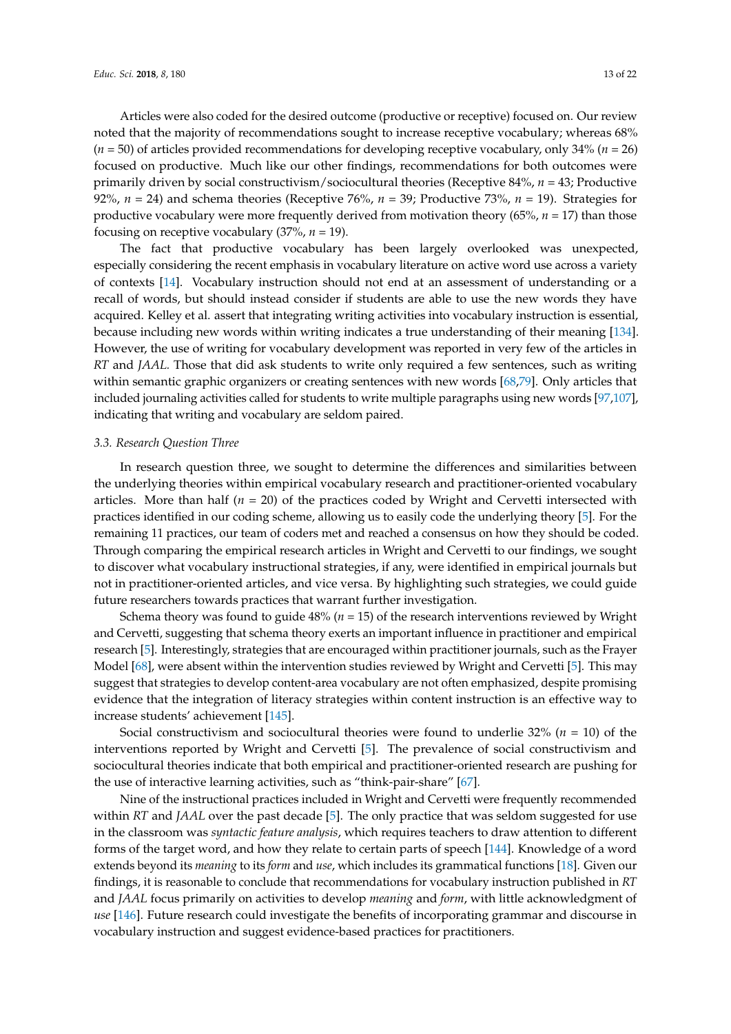Articles were also coded for the desired outcome (productive or receptive) focused on. Our review noted that the majority of recommendations sought to increase receptive vocabulary; whereas 68% ($n$ = 50) of articles provided recommendations for developing receptive vocabulary, only 34% ($n$ = 26) focused on productive. Much like our other findings, recommendations for both outcomes were primarily driven by social constructivism/sociocultural theories (Receptive 84%, $n$ = 43; Productive 92%, $n$ = 24) and schema theories (Receptive 76%, $n$ = 39; Productive 73%, $n$ = 19). Strategies for productive vocabulary were more frequently derived from motivation theory (65%, $n$ = 17) than those focusing on receptive vocabulary (37%, $n$ = 19).

The fact that productive vocabulary has been largely overlooked was unexpected, especially considering the recent emphasis in vocabulary literature on active word use across a variety of contexts [14]. Vocabulary instruction should not end at an assessment of understanding or a recall of words, but should instead consider if students are able to use the new words they have acquired. Kelley et al. assert that integrating writing activities into vocabulary instruction is essential, because including new words within writing indicates a true understanding of their meaning [134]. However, the use of writing for vocabulary development was reported in very few of the articles in *RT* and *JAAL*. Those that did ask students to write only required a few sentences, such as writing within semantic graphic organizers or creating sentences with new words [68,79]. Only articles that included journaling activities called for students to write multiple paragraphs using new words [97,107], indicating that writing and vocabulary are seldom paired.

### 3.3. Research Question Three

In research question three, we sought to determine the differences and similarities between the underlying theories within empirical vocabulary research and practitioner-oriented vocabulary articles. More than half ($n$ = 20) of the practices coded by Wright and Cervetti intersected with practices identified in our coding scheme, allowing us to easily code the underlying theory [5]. For the remaining 11 practices, our team of coders met and reached a consensus on how they should be coded. Through comparing the empirical research articles in Wright and Cervetti to our findings, we sought to discover what vocabulary instructional strategies, if any, were identified in empirical journals but not in practitioner-oriented articles, and vice versa. By highlighting such strategies, we could guide future researchers towards practices that warrant further investigation.

Schema theory was found to guide 48% ($n$ = 15) of the research interventions reviewed by Wright and Cervetti, suggesting that schema theory exerts an important influence in practitioner and empirical research [5]. Interestingly, strategies that are encouraged within practitioner journals, such as the Frayer Model [68], were absent within the intervention studies reviewed by Wright and Cervetti [5]. This may suggest that strategies to develop content-area vocabulary are not often emphasized, despite promising evidence that the integration of literacy strategies within content instruction is an effective way to increase students' achievement [145].

Social constructivism and sociocultural theories were found to underlie 32% ($n$ = 10) of the interventions reported by Wright and Cervetti [5]. The prevalence of social constructivism and sociocultural theories indicate that both empirical and practitioner-oriented research are pushing for the use of interactive learning activities, such as "think-pair-share" [67].

Nine of the instructional practices included in Wright and Cervetti were frequently recommended within *RT* and *JAAL* over the past decade [5]. The only practice that was seldom suggested for use in the classroom was *syntactic feature analysis*, which requires teachers to draw attention to different forms of the target word, and how they relate to certain parts of speech [144]. Knowledge of a word extends beyond its *meaning* to its *form* and *use*, which includes its grammatical functions [18]. Given our findings, it is reasonable to conclude that recommendations for vocabulary instruction published in *RT* and *JAAL* focus primarily on activities to develop *meaning* and *form*, with little acknowledgment of *use* [146]. Future research could investigate the benefits of incorporating grammar and discourse in vocabulary instruction and suggest evidence-based practices for practitioners.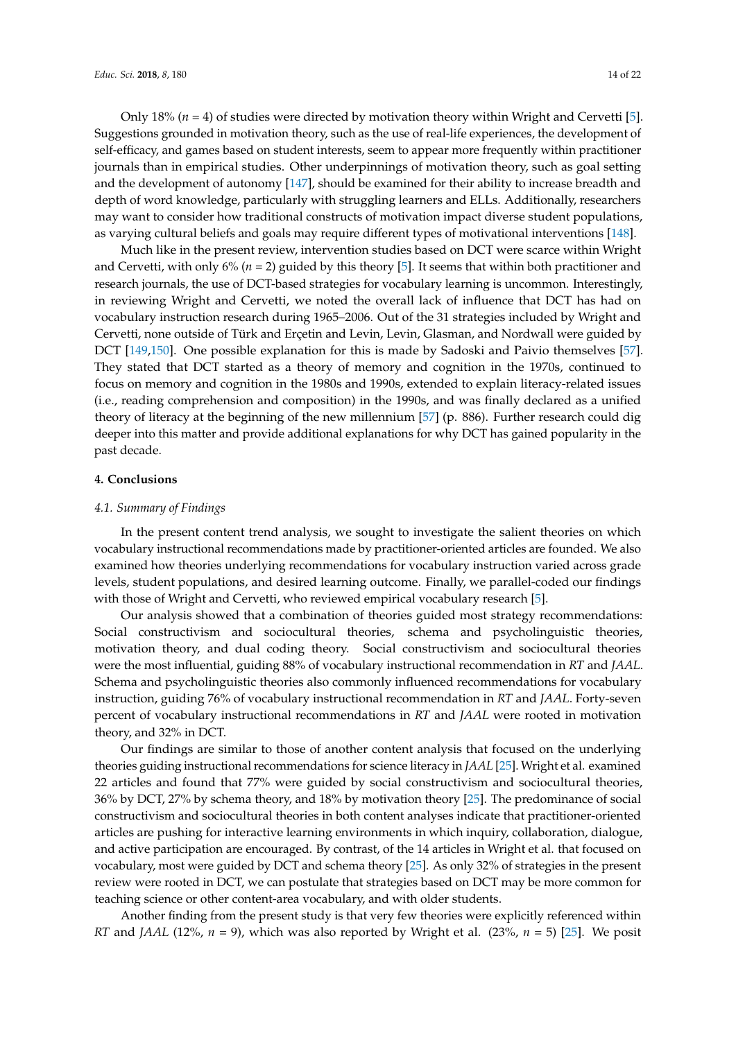Only 18% (*n* = 4) of studies were directed by motivation theory within Wright and Cervetti [5]. Suggestions grounded in motivation theory, such as the use of real-life experiences, the development of self-efficacy, and games based on student interests, seem to appear more frequently within practitioner journals than in empirical studies. Other underpinnings of motivation theory, such as goal setting and the development of autonomy [147], should be examined for their ability to increase breadth and depth of word knowledge, particularly with struggling learners and ELLs. Additionally, researchers may want to consider how traditional constructs of motivation impact diverse student populations, as varying cultural beliefs and goals may require different types of motivational interventions [148].

Much like in the present review, intervention studies based on DCT were scarce within Wright and Cervetti, with only 6% (*n* = 2) guided by this theory [5]. It seems that within both practitioner and research journals, the use of DCT-based strategies for vocabulary learning is uncommon. Interestingly, in reviewing Wright and Cervetti, we noted the overall lack of influence that DCT has had on vocabulary instruction research during 1965–2006. Out of the 31 strategies included by Wright and Cervetti, none outside of Türk and Erçetin and Levin, Levin, Glasman, and Nordwall were guided by DCT [149,150]. One possible explanation for this is made by Sadoski and Paivio themselves [57]. They stated that DCT started as a theory of memory and cognition in the 1970s, continued to focus on memory and cognition in the 1980s and 1990s, extended to explain literacy-related issues (i.e., reading comprehension and composition) in the 1990s, and was finally declared as a unified theory of literacy at the beginning of the new millennium [57] (p. 886). Further research could dig deeper into this matter and provide additional explanations for why DCT has gained popularity in the past decade.

## 4. Conclusions

### *4.1. Summary of Findings*

In the present content trend analysis, we sought to investigate the salient theories on which vocabulary instructional recommendations made by practitioner-oriented articles are founded. We also examined how theories underlying recommendations for vocabulary instruction varied across grade levels, student populations, and desired learning outcome. Finally, we parallel-coded our findings with those of Wright and Cervetti, who reviewed empirical vocabulary research [5].

Our analysis showed that a combination of theories guided most strategy recommendations: Social constructivism and sociocultural theories, schema and psycholinguistic theories, motivation theory, and dual coding theory. Social constructivism and sociocultural theories were the most influential, guiding 88% of vocabulary instructional recommendations in *RT* and *JAAL*. Schema and psycholinguistic theories also commonly influenced recommendations for vocabulary instruction, guiding 76% of vocabulary instructional recommendation in *RT* and *JAAL*. Forty-seven percent of vocabulary instructional recommendations in *RT* and *JAAL* were rooted in motivation theory, and 32% in DCT.

Our findings are similar to those of another content analysis that focused on the underlying theories guiding instructional recommendations for science literacy in *JAAL* [25]. Wright et al. examined 22 articles and found that 77% were guided by social constructivism and sociocultural theories, 36% by DCT, 27% by schema theory, and 18% by motivation theory [25]. The predominance of social constructivism and sociocultural theories in both content analyses indicate that practitioner-oriented articles are pushing for interactive learning environments in which inquiry, collaboration, dialogue, and active participation are encouraged. By contrast, of the 14 articles in Wright et al. that focused on vocabulary, most were guided by DCT and schema theory [25]. As only 32% of strategies in the present review were rooted in DCT, we can postulate that strategies based on DCT may be more common for teaching science or other content-area vocabulary, and with older students.

Another finding from the present study is that very few theories were explicitly referenced within *RT* and *JAAL* (12%, *n* = 9), which was also reported by Wright et al. (23%, *n* = 5) [25]. We posit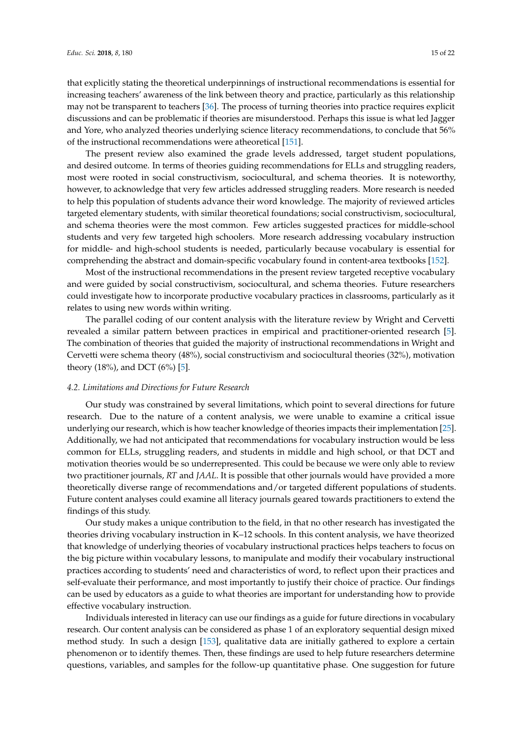that explicitly stating the theoretical underpinnings of instructional recommendations is essential for increasing teachers' awareness of the link between theory and practice, particularly as this relationship may not be transparent to teachers [36]. The process of turning theories into practice requires explicit discussions and can be problematic if theories are misunderstood. Perhaps this issue is what led Jagger and Yore, who analyzed theories underlying science literacy recommendations, to conclude that 56% of the instructional recommendations were atheoretical [151].

The present review also examined the grade levels addressed, target student populations, and desired outcome. In terms of theories guiding recommendations for ELLs and struggling readers, most were rooted in social constructivism, sociocultural, and schema theories. It is noteworthy, however, to acknowledge that very few articles addressed struggling readers. More research is needed to help this population of students advance their word knowledge. The majority of reviewed articles targeted elementary students, with similar theoretical foundations; social constructivism, sociocultural, and schema theories were the most common. Few articles suggested practices for middle-school students and very few targeted high schoolers. More research addressing vocabulary instruction for middle- and high-school students is needed, particularly because vocabulary is essential for comprehending the abstract and domain-specific vocabulary found in content-area textbooks [152].

Most of the instructional recommendations in the present review targeted receptive vocabulary and were guided by social constructivism, sociocultural, and schema theories. Future researchers could investigate how to incorporate productive vocabulary practices in classrooms, particularly as it relates to using new words within writing.

The parallel coding of our content analysis with the literature review by Wright and Cervetti revealed a similar pattern between practices in empirical and practitioner-oriented research [5]. The combination of theories that guided the majority of instructional recommendations in Wright and Cervetti were schema theory (48%), social constructivism and sociocultural theories (32%), motivation theory (18%), and DCT (6%) [5].

### *4.2. Limitations and Directions for Future Research*

Our study was constrained by several limitations, which point to several directions for future research. Due to the nature of a content analysis, we were unable to examine a critical issue underlying our research, which is how teacher knowledge of theories impacts their implementation [25]. Additionally, we had not anticipated that recommendations for vocabulary instruction would be less common for ELLs, struggling readers, and students in middle and high school, or that DCT and motivation theories would be so underrepresented. This could be because we were only able to review two practitioner journals, *RT* and *JAAL*. It is possible that other journals would have provided a more theoretically diverse range of recommendations and/or targeted different populations of students. Future content analyses could examine all literacy journals geared towards practitioners to extend the findings of this study.

Our study makes a unique contribution to the field, in that no other research has investigated the theories driving vocabulary instruction in K–12 schools. In this content analysis, we have theorized that knowledge of underlying theories of vocabulary instructional practices helps teachers to focus on the big picture within vocabulary lessons, to manipulate and modify their vocabulary instructional practices according to students' need and characteristics of word, to reflect upon their practices and self-evaluate their performance, and most importantly to justify their choice of practice. Our findings can be used by educators as a guide to what theories are important for understanding how to provide effective vocabulary instruction.

Individuals interested in literacy can use our findings as a guide for future directions in vocabulary research. Our content analysis can be considered as phase 1 of an exploratory sequential design mixed method study. In such a design [153], qualitative data are initially gathered to explore a certain phenomenon or to identify themes. Then, these findings are used to help future researchers determine questions, variables, and samples for the follow-up quantitative phase. One suggestion for future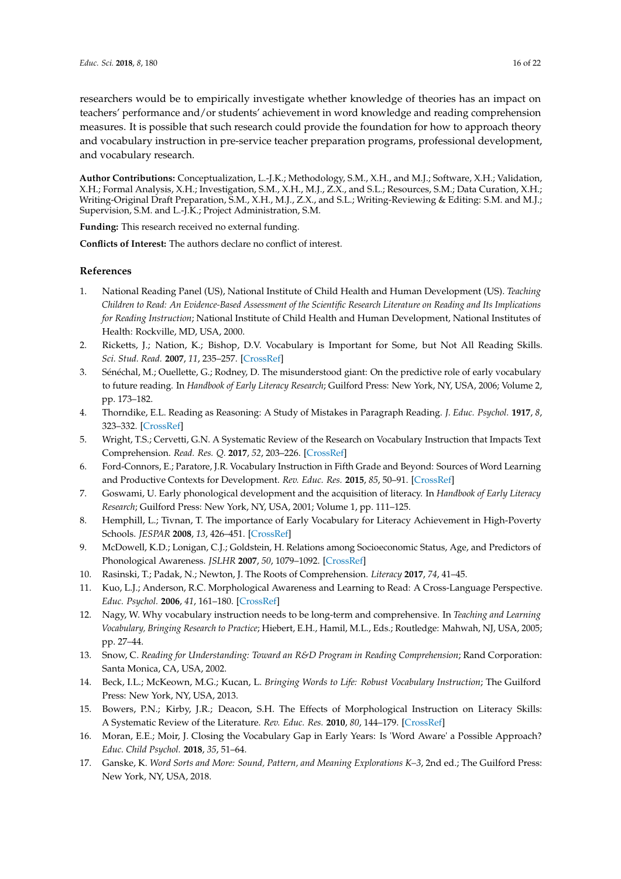researchers would be to empirically investigate whether knowledge of theories has an impact on teachers' performance and/or students' achievement in word knowledge and reading comprehension measures. It is possible that such research could provide the foundation for how to approach theory and vocabulary instruction in pre-service teacher preparation programs, professional development, and vocabulary research.

**Author Contributions:** Conceptualization, L.-J.K.; Methodology, S.M., X.H., and M.J.; Software, X.H.; Validation, X.H.; Formal Analysis, X.H.; Investigation, S.M., X.H., M.J., Z.X., and S.L.; Resources, S.M.; Data Curation, X.H.; Writing-Original Draft Preparation, S.M., X.H., M.J., Z.X., and S.L.; Writing-Reviewing & Editing: S.M. and M.J.; Supervision, S.M. and L.-J.K.; Project Administration, S.M.

**Funding:** This research received no external funding.

**Conflicts of Interest:** The authors declare no conflict of interest.

## References

1. National Reading Panel (US), National Institute of Child Health and Human Development (US). *Teaching Children to Read: An Evidence-Based Assessment of the Scientific Research Literature on Reading and Its Implications for Reading Instruction*; National Institute of Child Health and Human Development, National Institutes of Health: Rockville, MD, USA, 2000.
2. Ricketts, J.; Nation, K.; Bishop, D.V. Vocabulary is Important for Some, but Not All Reading Skills. *Sci. Stud. Read.* **2007**, *11*, 235–257. [CrossRef]
3. Sénéchal, M.; Ouellette, G.; Rodney, D. The misunderstood giant: On the predictive role of early vocabulary to future reading. In *Handbook of Early Literacy Research*; Guilford Press: New York, NY, USA, 2006; Volume 2, pp. 173–182.
4. Thorndike, E.L. Reading as Reasoning: A Study of Mistakes in Paragraph Reading. *J. Educ. Psychol.* **1917**, *8*, 323–332. [CrossRef]
5. Wright, T.S.; Cervetti, G.N. A Systematic Review of the Research on Vocabulary Instruction that Impacts Text Comprehension. *Read. Res. Q.* **2017**, *52*, 203–226. [CrossRef]
6. Ford-Connors, E.; Paratore, J.R. Vocabulary Instruction in Fifth Grade and Beyond: Sources of Word Learning and Productive Contexts for Development. *Rev. Educ. Res.* **2015**, *85*, 50–91. [CrossRef]
7. Goswami, U. Early phonological development and the acquisition of literacy. In *Handbook of Early Literacy Research*; Guilford Press: New York, NY, USA, 2001; Volume 1, pp. 111–125.
8. Hemphill, L.; Tivnan, T. The importance of Early Vocabulary for Literacy Achievement in High-Poverty Schools. *JESPAR* **2008**, *13*, 426–451. [CrossRef]
9. McDowell, K.D.; Lonigan, C.J.; Goldstein, H. Relations among Socioeconomic Status, Age, and Predictors of Phonological Awareness. *JSLHR* **2007**, *50*, 1079–1092. [CrossRef]
10. Rasinski, T.; Padak, N.; Newton, J. The Roots of Comprehension. *Literacy* **2017**, *74*, 41–45.
11. Kuo, L.J.; Anderson, R.C. Morphological Awareness and Learning to Read: A Cross-Language Perspective. *Educ. Psychol.* **2006**, *41*, 161–180. [CrossRef]
12. Nagy, W. Why vocabulary instruction needs to be long-term and comprehensive. In *Teaching and Learning Vocabulary, Bringing Research to Practice*; Hiebert, E.H., Hamil, M.L., Eds.; Routledge: Mahwah, NJ, USA, 2005; pp. 27–44.
13. Snow, C. *Reading for Understanding: Toward an R&D Program in Reading Comprehension*; Rand Corporation: Santa Monica, CA, USA, 2002.
14. Beck, I.L.; McKeown, M.G.; Kucan, L. *Bringing Words to Life: Robust Vocabulary Instruction*; The Guilford Press: New York, NY, USA, 2013.
15. Bowers, P.N.; Kirby, J.R.; Deacon, S.H. The Effects of Morphological Instruction on Literacy Skills: A Systematic Review of the Literature. *Rev. Educ. Res.* **2010**, *80*, 144–179. [CrossRef]
16. Moran, E.E.; Moir, J. Closing the Vocabulary Gap in Early Years: Is 'Word Aware' a Possible Approach? *Educ. Child Psychol.* **2018**, *35*, 51–64.
17. Ganske, K. *Word Sorts and More: Sound, Pattern, and Meaning Explorations K–3*, 2nd ed.; The Guilford Press: New York, NY, USA, 2018.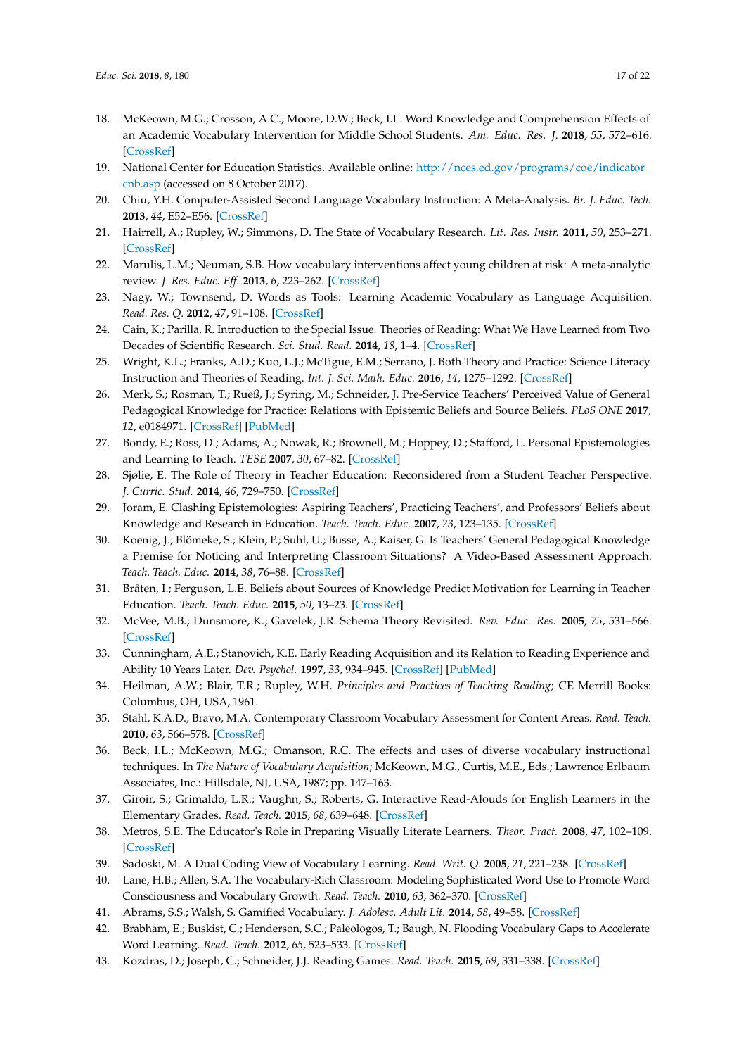18. McKeown, M.G.; Crosson, A.C.; Moore, D.W.; Beck, I.L. Word Knowledge and Comprehension Effects of an Academic Vocabulary Intervention for Middle School Students. *Am. Educ. Res. J.* **2018**, *55*, 572–616. [CrossRef]
19. National Center for Education Statistics. Available online: http://nces.ed.gov/programs/coe/indicator_cnb.asp (accessed on 8 October 2017).
20. Chiu, Y.H. Computer-Assisted Second Language Vocabulary Instruction: A Meta-Analysis. *Br. J. Educ. Tech.* **2013**, *44*, E52–E56. [CrossRef]
21. Hairrell, A.; Rupley, W.; Simmons, D. The State of Vocabulary Research. *Lit. Res. Instr.* **2011**, *50*, 253–271. [CrossRef]
22. Marulis, L.M.; Neuman, S.B. How vocabulary interventions affect young children at risk: A meta-analytic review. *J. Res. Educ. Eff.* **2013**, *6*, 223–262. [CrossRef]
23. Nagy, W.; Townsend, D. Words as Tools: Learning Academic Vocabulary as Language Acquisition. *Read. Res. Q.* **2012**, *47*, 91–108. [CrossRef]
24. Cain, K.; Parilla, R. Introduction to the Special Issue. Theories of Reading: What We Have Learned from Two Decades of Scientific Research. *Sci. Stud. Read.* **2014**, *18*, 1–4. [CrossRef]
25. Wright, K.L.; Franks, A.D.; Kuo, L.J.; McTigue, E.M.; Serrano, J. Both Theory and Practice: Science Literacy Instruction and Theories of Reading. *Int. J. Sci. Math. Educ.* **2016**, *14*, 1275–1292. [CrossRef]
26. Merk, S.; Rosman, T.; Rueß, J.; Syring, M.; Schneider, J. Pre-Service Teachers' Perceived Value of General Pedagogical Knowledge for Practice: Relations with Epistemic Beliefs and Source Beliefs. *PLoS ONE* **2017**, *12*, e0184971. [CrossRef] [PubMed]
27. Bondy, E.; Ross, D.; Adams, A.; Nowak, R.; Brownell, M.; Hoppey, D.; Stafford, L. Personal Epistemologies and Learning to Teach. *TESE* **2007**, *30*, 67–82. [CrossRef]
28. Sjølie, E. The Role of Theory in Teacher Education: Reconsidered from a Student Teacher Perspective. *J. Curric. Stud.* **2014**, *46*, 729–750. [CrossRef]
29. Joram, E. Clashing Epistemologies: Aspiring Teachers', Practicing Teachers', and Professors' Beliefs about Knowledge and Research in Education. *Teach. Teach. Educ.* **2007**, *23*, 123–135. [CrossRef]
30. Koenig, J.; Blömeke, S.; Klein, P.; Suhl, U.; Busse, A.; Kaiser, G. Is Teachers' General Pedagogical Knowledge a Premise for Noticing and Interpreting Classroom Situations? A Video-Based Assessment Approach. *Teach. Teach. Educ.* **2014**, *38*, 76–88. [CrossRef]
31. Bråten, I.; Ferguson, L.E. Beliefs about Sources of Knowledge Predict Motivation for Learning in Teacher Education. *Teach. Teach. Educ.* **2015**, *50*, 13–23. [CrossRef]
32. McVee, M.B.; Dunsmore, K.; Gavelek, J.R. Schema Theory Revisited. *Rev. Educ. Res.* **2005**, *75*, 531–566. [CrossRef]
33. Cunningham, A.E.; Stanovich, K.E. Early Reading Acquisition and its Relation to Reading Experience and Ability 10 Years Later. *Dev. Psychol.* **1997**, *33*, 934–945. [CrossRef] [PubMed]
34. Heilman, A.W.; Blair, T.R.; Rupley, W.H. *Principles and Practices of Teaching Reading*; CE Merrill Books: Columbus, OH, USA, 1961.
35. Stahl, K.A.D.; Bravo, M.A. Contemporary Classroom Vocabulary Assessment for Content Areas. *Read. Teach.* **2010**, *63*, 566–578. [CrossRef]
36. Beck, I.L.; McKeown, M.G.; Omanson, R.C. The effects and uses of diverse vocabulary instructional techniques. In *The Nature of Vocabulary Acquisition*; McKeown, M.G., Curtis, M.E., Eds.; Lawrence Erlbaum Associates, Inc.: Hillsdale, NJ, USA, 1987; pp. 147–163.
37. Giroir, S.; Grimaldo, L.R.; Vaughn, S.; Roberts, G. Interactive Read-Alouds for English Learners in the Elementary Grades. *Read. Teach.* **2015**, *68*, 639–648. [CrossRef]
38. Metros, S.E. The Educator's Role in Preparing Visually Literate Learners. *Theor. Pract.* **2008**, *47*, 102–109. [CrossRef]
39. Sadoski, M. A Dual Coding View of Vocabulary Learning. *Read. Writ. Q.* **2005**, *21*, 221–238. [CrossRef]
40. Lane, H.B.; Allen, S.A. The Vocabulary-Rich Classroom: Modeling Sophisticated Word Use to Promote Word Consciousness and Vocabulary Growth. *Read. Teach.* **2010**, *63*, 362–370. [CrossRef]
41. Abrams, S.S.; Walsh, S. Gamified Vocabulary. *J. Adolesc. Adult Lit.* **2014**, *58*, 49–58. [CrossRef]
42. Brabham, E.; Buskist, C.; Henderson, S.C.; Paleologos, T.; Baugh, N. Flooding Vocabulary Gaps to Accelerate Word Learning. *Read. Teach.* **2012**, *65*, 523–533. [CrossRef]
43. Kozdras, D.; Joseph, C.; Schneider, J.J. Reading Games. *Read. Teach.* **2015**, *69*, 331–338. [CrossRef]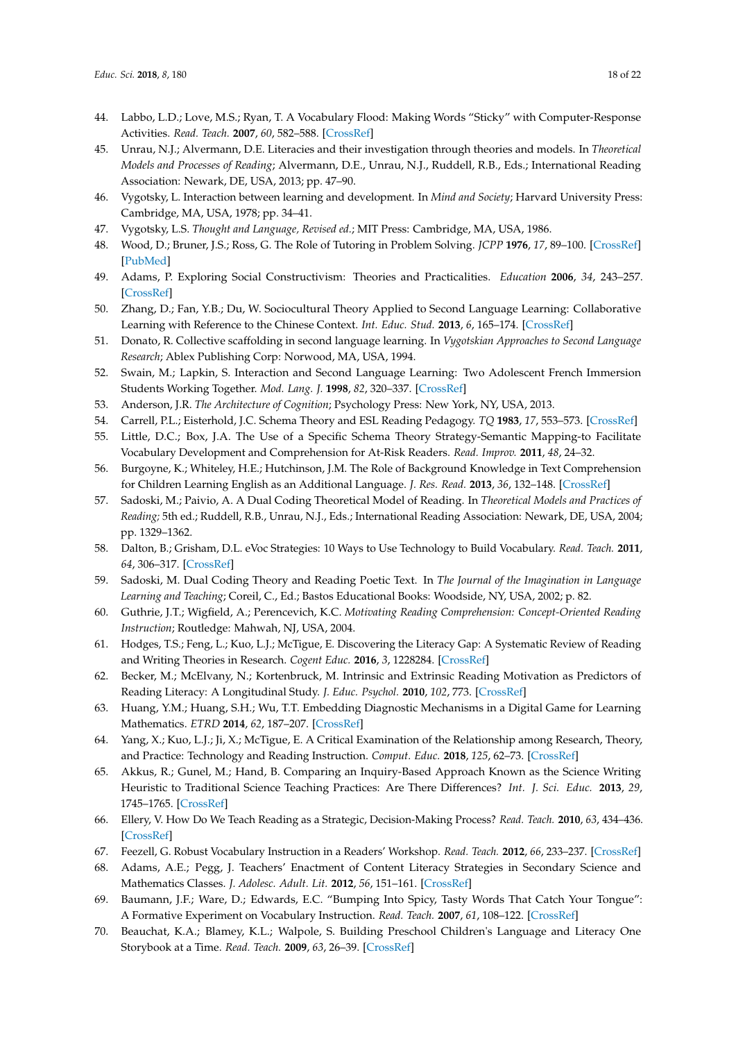44. Labbo, L.D.; Love, M.S.; Ryan, T. A Vocabulary Flood: Making Words "Sticky" with Computer-Response Activities. *Read. Teach.* **2007**, *60*, 582–588. [CrossRef]
45. Unrau, N.J.; Alvermann, D.E. Literacies and their investigation through theories and models. In *Theoretical Models and Processes of Reading*; Alvermann, D.E., Unrau, N.J., Ruddell, R.B., Eds.; International Reading Association: Newark, DE, USA, 2013; pp. 47–90.
46. Vygotsky, L. Interaction between learning and development. In *Mind and Society*; Harvard University Press: Cambridge, MA, USA, 1978; pp. 34–41.
47. Vygotsky, L.S. *Thought and Language, Revised ed.*; MIT Press: Cambridge, MA, USA, 1986.
48. Wood, D.; Bruner, J.S.; Ross, G. The Role of Tutoring in Problem Solving. *JCPP* **1976**, *17*, 89–100. [CrossRef] [PubMed]
49. Adams, P. Exploring Social Constructivism: Theories and Practicalities. *Education* **2006**, *34*, 243–257. [CrossRef]
50. Zhang, D.; Fan, Y.B.; Du, W. Sociocultural Theory Applied to Second Language Learning: Collaborative Learning with Reference to the Chinese Context. *Int. Educ. Stud.* **2013**, *6*, 165–174. [CrossRef]
51. Donato, R. Collective scaffolding in second language learning. In *Vygotskian Approaches to Second Language Research*; Ablex Publishing Corp: Norwood, MA, USA, 1994.
52. Swain, M.; Lapkin, S. Interaction and Second Language Learning: Two Adolescent French Immersion Students Working Together. *Mod. Lang. J.* **1998**, *82*, 320–337. [CrossRef]
53. Anderson, J.R. *The Architecture of Cognition*; Psychology Press: New York, NY, USA, 2013.
54. Carrell, P.L.; Eisterhold, J.C. Schema Theory and ESL Reading Pedagogy. *TQ* **1983**, *17*, 553–573. [CrossRef]
55. Little, D.C.; Box, J.A. The Use of a Specific Schema Theory Strategy-Semantic Mapping-to Facilitate Vocabulary Development and Comprehension for At-Risk Readers. *Read. Improv.* **2011**, *48*, 24–32.
56. Burgoyne, K.; Whiteley, H.E.; Hutchinson, J.M. The Role of Background Knowledge in Text Comprehension for Children Learning English as an Additional Language. *J. Res. Read.* **2013**, *36*, 132–148. [CrossRef]
57. Sadoski, M.; Paivio, A. A Dual Coding Theoretical Model of Reading. In *Theoretical Models and Practices of Reading;* 5th ed.; Ruddell, R.B., Unrau, N.J., Eds.; International Reading Association: Newark, DE, USA, 2004; pp. 1329–1362.
58. Dalton, B.; Grisham, D.L. eVoc Strategies: 10 Ways to Use Technology to Build Vocabulary. *Read. Teach.* **2011**, *64*, 306–317. [CrossRef]
59. Sadoski, M. Dual Coding Theory and Reading Poetic Text. In *The Journal of the Imagination in Language Learning and Teaching*; Coreil, C., Ed.; Bastos Educational Books: Woodside, NY, USA, 2002; p. 82.
60. Guthrie, J.T.; Wigfield, A.; Perencevich, K.C. *Motivating Reading Comprehension: Concept-Oriented Reading Instruction*; Routledge: Mahwah, NJ, USA, 2004.
61. Hodges, T.S.; Feng, L.; Kuo, L.J.; McTigue, E. Discovering the Literacy Gap: A Systematic Review of Reading and Writing Theories in Research. *Cogent Educ.* **2016**, *3*, 1228284. [CrossRef]
62. Becker, M.; McElvany, N.; Kortenbruck, M. Intrinsic and Extrinsic Reading Motivation as Predictors of Reading Literacy: A Longitudinal Study. *J. Educ. Psychol.* **2010**, *102*, 773. [CrossRef]
63. Huang, Y.M.; Huang, S.H.; Wu, T.T. Embedding Diagnostic Mechanisms in a Digital Game for Learning Mathematics. *ETRD* **2014**, *62*, 187–207. [CrossRef]
64. Yang, X.; Kuo, L.J.; Ji, X.; McTigue, E. A Critical Examination of the Relationship among Research, Theory, and Practice: Technology and Reading Instruction. *Comput. Educ.* **2018**, *125*, 62–73. [CrossRef]
65. Akkus, R.; Gunel, M.; Hand, B. Comparing an Inquiry-Based Approach Known as the Science Writing Heuristic to Traditional Science Teaching Practices: Are There Differences? *Int. J. Sci. Educ.* **2013**, *29*, 1745–1765. [CrossRef]
66. Ellery, V. How Do We Teach Reading as a Strategic, Decision-Making Process? *Read. Teach.* **2010**, *63*, 434–436. [CrossRef]
67. Feezell, G. Robust Vocabulary Instruction in a Readers' Workshop. *Read. Teach.* **2012**, *66*, 233–237. [CrossRef]
68. Adams, A.E.; Pegg, J. Teachers' Enactment of Content Literacy Strategies in Secondary Science and Mathematics Classes. *J. Adolesc. Adult. Lit.* **2012**, *56*, 151–161. [CrossRef]
69. Baumann, J.F.; Ware, D.; Edwards, E.C. "Bumping Into Spicy, Tasty Words That Catch Your Tongue": A Formative Experiment on Vocabulary Instruction. *Read. Teach.* **2007**, *61*, 108–122. [CrossRef]
70. Beauchat, K.A.; Blamey, K.L.; Walpole, S. Building Preschool Children's Language and Literacy One Storybook at a Time. *Read. Teach.* **2009**, *63*, 26–39. [CrossRef]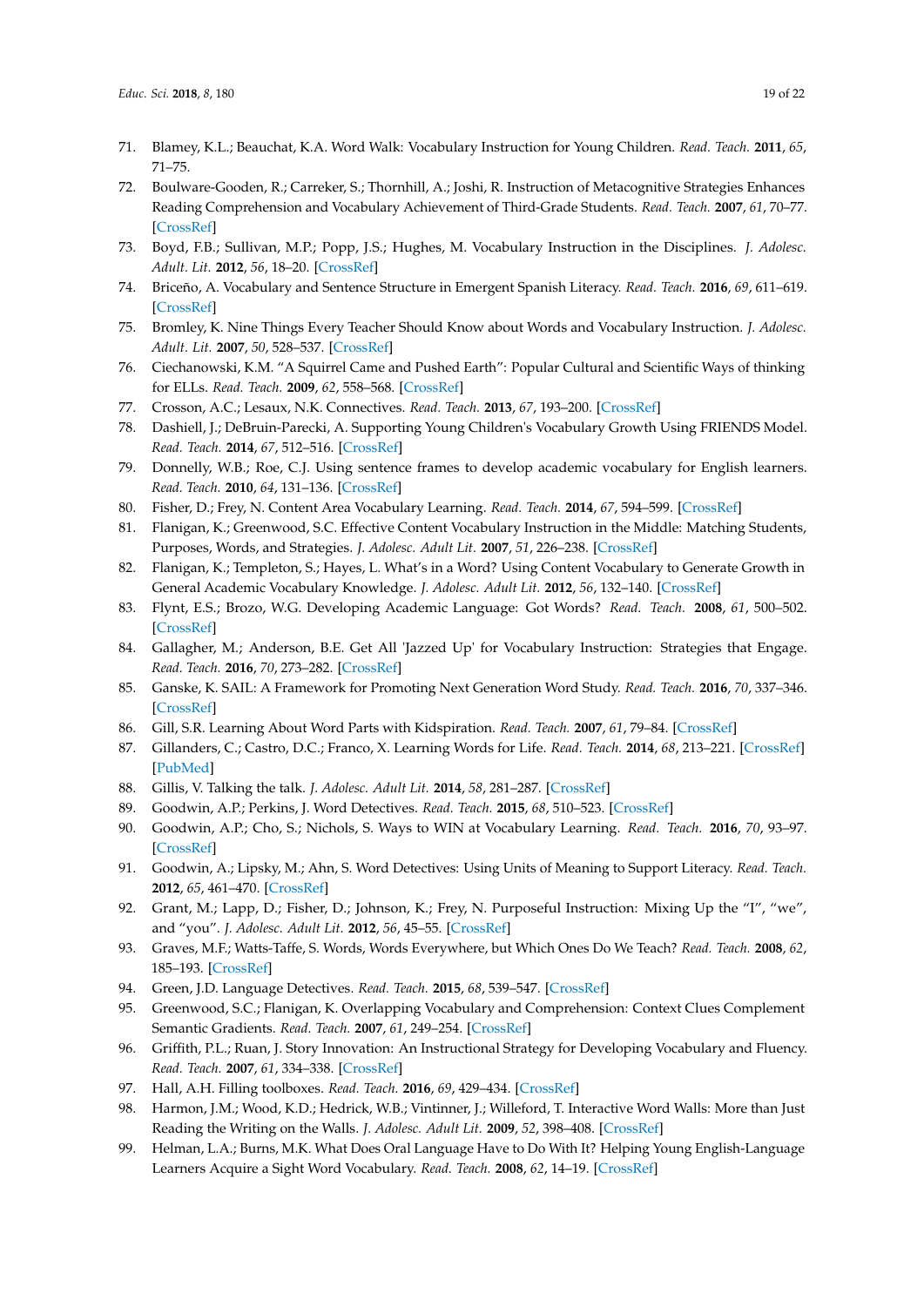71. Blamey, K.L.; Beauchat, K.A. Word Walk: Vocabulary Instruction for Young Children. *Read. Teach.* **2011**, *65*, 71–75.
72. Boulware-Gooden, R.; Carreker, S.; Thornhill, A.; Joshi, R. Instruction of Metacognitive Strategies Enhances Reading Comprehension and Vocabulary Achievement of Third-Grade Students. *Read. Teach.* **2007**, *61*, 70–77. [CrossRef]
73. Boyd, F.B.; Sullivan, M.P.; Popp, J.S.; Hughes, M. Vocabulary Instruction in the Disciplines. *J. Adolesc. Adult. Lit.* **2012**, *56*, 18–20. [CrossRef]
74. Briceño, A. Vocabulary and Sentence Structure in Emergent Spanish Literacy. *Read. Teach.* **2016**, *69*, 611–619. [CrossRef]
75. Bromley, K. Nine Things Every Teacher Should Know about Words and Vocabulary Instruction. *J. Adolesc. Adult. Lit.* **2007**, *50*, 528–537. [CrossRef]
76. Ciechanowski, K.M. "A Squirrel Came and Pushed Earth": Popular Cultural and Scientific Ways of thinking for ELLs. *Read. Teach.* **2009**, *62*, 558–568. [CrossRef]
77. Crosson, A.C.; Lesaux, N.K. Connectives. *Read. Teach.* **2013**, *67*, 193–200. [CrossRef]
78. Dashiell, J.; DeBruin-Parecki, A. Supporting Young Children's Vocabulary Growth Using FRIENDS Model. *Read. Teach.* **2014**, *67*, 512–516. [CrossRef]
79. Donnelly, W.B.; Roe, C.J. Using sentence frames to develop academic vocabulary for English learners. *Read. Teach.* **2010**, *64*, 131–136. [CrossRef]
80. Fisher, D.; Frey, N. Content Area Vocabulary Learning. *Read. Teach.* **2014**, *67*, 594–599. [CrossRef]
81. Flanigan, K.; Greenwood, S.C. Effective Content Vocabulary Instruction in the Middle: Matching Students, Purposes, Words, and Strategies. *J. Adolesc. Adult Lit.* **2007**, *51*, 226–238. [CrossRef]
82. Flanigan, K.; Templeton, S.; Hayes, L. What's in a Word? Using Content Vocabulary to Generate Growth in General Academic Vocabulary Knowledge. *J. Adolesc. Adult Lit.* **2012**, *56*, 132–140. [CrossRef]
83. Flynt, E.S.; Brozo, W.G. Developing Academic Language: Got Words? *Read. Teach.* **2008**, *61*, 500–502. [CrossRef]
84. Gallagher, M.; Anderson, B.E. Get All 'Jazzed Up' for Vocabulary Instruction: Strategies that Engage. *Read. Teach.* **2016**, *70*, 273–282. [CrossRef]
85. Ganske, K. SAIL: A Framework for Promoting Next Generation Word Study. *Read. Teach.* **2016**, *70*, 337–346. [CrossRef]
86. Gill, S.R. Learning About Word Parts with Kidspiration. *Read. Teach.* **2007**, *61*, 79–84. [CrossRef]
87. Gillanders, C.; Castro, D.C.; Franco, X. Learning Words for Life. *Read. Teach.* **2014**, *68*, 213–221. [CrossRef] [PubMed]
88. Gillis, V. Talking the talk. *J. Adolesc. Adult Lit.* **2014**, *58*, 281–287. [CrossRef]
89. Goodwin, A.P.; Perkins, J. Word Detectives. *Read. Teach.* **2015**, *68*, 510–523. [CrossRef]
90. Goodwin, A.P.; Cho, S.; Nichols, S. Ways to WIN at Vocabulary Learning. *Read. Teach.* **2016**, *70*, 93–97. [CrossRef]
91. Goodwin, A.; Lipsky, M.; Ahn, S. Word Detectives: Using Units of Meaning to Support Literacy. *Read. Teach.* **2012**, *65*, 461–470. [CrossRef]
92. Grant, M.; Lapp, D.; Fisher, D.; Johnson, K.; Frey, N. Purposeful Instruction: Mixing Up the "I", "we", and "you". *J. Adolesc. Adult Lit.* **2012**, *56*, 45–55. [CrossRef]
93. Graves, M.F.; Watts-Taffe, S. Words, Words Everywhere, but Which Ones Do We Teach? *Read. Teach.* **2008**, *62*, 185–193. [CrossRef]
94. Green, J.D. Language Detectives. *Read. Teach.* **2015**, *68*, 539–547. [CrossRef]
95. Greenwood, S.C.; Flanigan, K. Overlapping Vocabulary and Comprehension: Context Clues Complement Semantic Gradients. *Read. Teach.* **2007**, *61*, 249–254. [CrossRef]
96. Griffith, P.L.; Ruan, J. Story Innovation: An Instructional Strategy for Developing Vocabulary and Fluency. *Read. Teach.* **2007**, *61*, 334–338. [CrossRef]
97. Hall, A.H. Filling toolboxes. *Read. Teach.* **2016**, *69*, 429–434. [CrossRef]
98. Harmon, J.M.; Wood, K.D.; Hedrick, W.B.; Vintinner, J.; Willeford, T. Interactive Word Walls: More than Just Reading the Writing on the Walls. *J. Adolesc. Adult Lit.* **2009**, *52*, 398–408. [CrossRef]
99. Helman, L.A.; Burns, M.K. What Does Oral Language Have to Do With It? Helping Young English-Language Learners Acquire a Sight Word Vocabulary. *Read. Teach.* **2008**, *62*, 14–19. [CrossRef]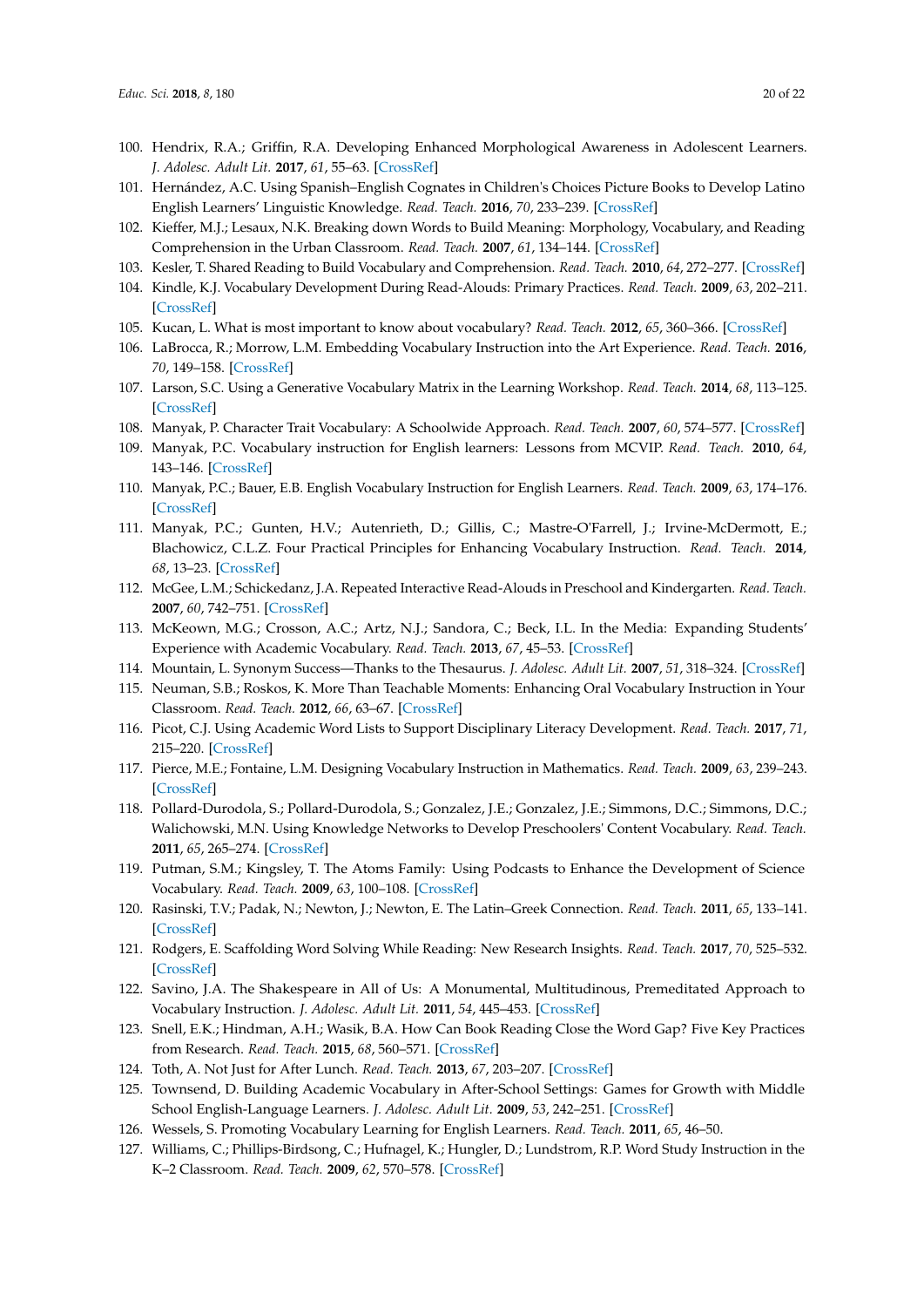100. Hendrix, R.A.; Griffin, R.A. Developing Enhanced Morphological Awareness in Adolescent Learners. *J. Adolesc. Adult Lit.* **2017**, *61*, 55–63. [CrossRef]
101. Hernández, A.C. Using Spanish–English Cognates in Children's Choices Picture Books to Develop Latino English Learners' Linguistic Knowledge. *Read. Teach.* **2016**, *70*, 233–239. [CrossRef]
102. Kieffer, M.J.; Lesaux, N.K. Breaking down Words to Build Meaning: Morphology, Vocabulary, and Reading Comprehension in the Urban Classroom. *Read. Teach.* **2007**, *61*, 134–144. [CrossRef]
103. Kesler, T. Shared Reading to Build Vocabulary and Comprehension. *Read. Teach.* **2010**, *64*, 272–277. [CrossRef]
104. Kindle, K.J. Vocabulary Development During Read-Alouds: Primary Practices. *Read. Teach.* **2009**, *63*, 202–211. [CrossRef]
105. Kucan, L. What is most important to know about vocabulary? *Read. Teach.* **2012**, *65*, 360–366. [CrossRef]
106. LaBrocca, R.; Morrow, L.M. Embedding Vocabulary Instruction into the Art Experience. *Read. Teach.* **2016**, *70*, 149–158. [CrossRef]
107. Larson, S.C. Using a Generative Vocabulary Matrix in the Learning Workshop. *Read. Teach.* **2014**, *68*, 113–125. [CrossRef]
108. Manyak, P. Character Trait Vocabulary: A Schoolwide Approach. *Read. Teach.* **2007**, *60*, 574–577. [CrossRef]
109. Manyak, P.C. Vocabulary instruction for English learners: Lessons from MCVIP. *Read. Teach.* **2010**, *64*, 143–146. [CrossRef]
110. Manyak, P.C.; Bauer, E.B. English Vocabulary Instruction for English Learners. *Read. Teach.* **2009**, *63*, 174–176. [CrossRef]
111. Manyak, P.C.; Gunten, H.V.; Autenrieth, D.; Gillis, C.; Mastre-O'Farrell, J.; Irvine-McDermott, E.; Blachowicz, C.L.Z. Four Practical Principles for Enhancing Vocabulary Instruction. *Read. Teach.* **2014**, *68*, 13–23. [CrossRef]
112. McGee, L.M.; Schickedanz, J.A. Repeated Interactive Read-Alouds in Preschool and Kindergarten. *Read. Teach.* **2007**, *60*, 742–751. [CrossRef]
113. McKeown, M.G.; Crosson, A.C.; Artz, N.J.; Sandora, C.; Beck, I.L. In the Media: Expanding Students' Experience with Academic Vocabulary. *Read. Teach.* **2013**, *67*, 45–53. [CrossRef]
114. Mountain, L. Synonym Success—Thanks to the Thesaurus. *J. Adolesc. Adult Lit.* **2007**, *51*, 318–324. [CrossRef]
115. Neuman, S.B.; Roskos, K. More Than Teachable Moments: Enhancing Oral Vocabulary Instruction in Your Classroom. *Read. Teach.* **2012**, *66*, 63–67. [CrossRef]
116. Picot, C.J. Using Academic Word Lists to Support Disciplinary Literacy Development. *Read. Teach.* **2017**, *71*, 215–220. [CrossRef]
117. Pierce, M.E.; Fontaine, L.M. Designing Vocabulary Instruction in Mathematics. *Read. Teach.* **2009**, *63*, 239–243. [CrossRef]
118. Pollard-Durodola, S.; Pollard-Durodola, S.; Gonzalez, J.E.; Gonzalez, J.E.; Simmons, D.C.; Simmons, D.C.; Walichowski, M.N. Using Knowledge Networks to Develop Preschoolers' Content Vocabulary. *Read. Teach.* **2011**, *65*, 265–274. [CrossRef]
119. Putman, S.M.; Kingsley, T. The Atoms Family: Using Podcasts to Enhance the Development of Science Vocabulary. *Read. Teach.* **2009**, *63*, 100–108. [CrossRef]
120. Rasinski, T.V.; Padak, N.; Newton, J.; Newton, E. The Latin–Greek Connection. *Read. Teach.* **2011**, *65*, 133–141. [CrossRef]
121. Rodgers, E. Scaffolding Word Solving While Reading: New Research Insights. *Read. Teach.* **2017**, *70*, 525–532. [CrossRef]
122. Savino, J.A. The Shakespeare in All of Us: A Monumental, Multitudinous, Premeditated Approach to Vocabulary Instruction. *J. Adolesc. Adult Lit.* **2011**, *54*, 445–453. [CrossRef]
123. Snell, E.K.; Hindman, A.H.; Wasik, B.A. How Can Book Reading Close the Word Gap? Five Key Practices from Research. *Read. Teach.* **2015**, *68*, 560–571. [CrossRef]
124. Toth, A. Not Just for After Lunch. *Read. Teach.* **2013**, *67*, 203–207. [CrossRef]
125. Townsend, D. Building Academic Vocabulary in After-School Settings: Games for Growth with Middle School English-Language Learners. *J. Adolesc. Adult Lit.* **2009**, *53*, 242–251. [CrossRef]
126. Wessels, S. Promoting Vocabulary Learning for English Learners. *Read. Teach.* **2011**, *65*, 46–50.
127. Williams, C.; Phillips-Birdsong, C.; Hufnagel, K.; Hungler, D.; Lundstrom, R.P. Word Study Instruction in the K–2 Classroom. *Read. Teach.* **2009**, *62*, 570–578. [CrossRef]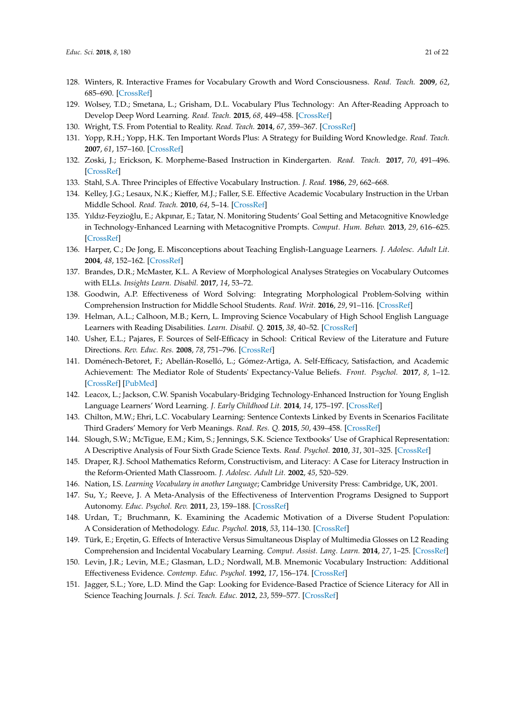128. Winters, R. Interactive Frames for Vocabulary Growth and Word Consciousness. *Read. Teach.* **2009**, *62*, 685–690. [CrossRef]
129. Wolsey, T.D.; Smetana, L.; Grisham, D.L. Vocabulary Plus Technology: An After-Reading Approach to Develop Deep Word Learning. *Read. Teach.* **2015**, *68*, 449–458. [CrossRef]
130. Wright, T.S. From Potential to Reality. *Read. Teach.* **2014**, *67*, 359–367. [CrossRef]
131. Yopp, R.H.; Yopp, H.K. Ten Important Words Plus: A Strategy for Building Word Knowledge. *Read. Teach.* **2007**, *61*, 157–160. [CrossRef]
132. Zoski, J.; Erickson, K. Morpheme-Based Instruction in Kindergarten. *Read. Teach.* **2017**, *70*, 491–496. [CrossRef]
133. Stahl, S.A. Three Principles of Effective Vocabulary Instruction. *J. Read.* **1986**, *29*, 662–668.
134. Kelley, J.G.; Lesaux, N.K.; Kieffer, M.J.; Faller, S.E. Effective Academic Vocabulary Instruction in the Urban Middle School. *Read. Teach.* **2010**, *64*, 5–14. [CrossRef]
135. Yıldız-Feyzioğlu, E.; Akpınar, E.; Tatar, N. Monitoring Students' Goal Setting and Metacognitive Knowledge in Technology-Enhanced Learning with Metacognitive Prompts. *Comput. Hum. Behav.* **2013**, *29*, 616–625. [CrossRef]
136. Harper, C.; De Jong, E. Misconceptions about Teaching English-Language Learners. *J. Adolesc. Adult Lit.* **2004**, *48*, 152–162. [CrossRef]
137. Brandes, D.R.; McMaster, K.L. A Review of Morphological Analyses Strategies on Vocabulary Outcomes with ELLs. *Insights Learn. Disabil.* **2017**, *14*, 53–72.
138. Goodwin, A.P. Effectiveness of Word Solving: Integrating Morphological Problem-Solving within Comprehension Instruction for Middle School Students. *Read. Writ.* **2016**, *29*, 91–116. [CrossRef]
139. Helman, A.L.; Calhoon, M.B.; Kern, L. Improving Science Vocabulary of High School English Language Learners with Reading Disabilities. *Learn. Disabil. Q.* **2015**, *38*, 40–52. [CrossRef]
140. Usher, E.L.; Pajares, F. Sources of Self-Efficacy in School: Critical Review of the Literature and Future Directions. *Rev. Educ. Res.* **2008**, *78*, 751–796. [CrossRef]
141. Doménech-Betoret, F.; Abellán-Roselló, L.; Gómez-Artiga, A. Self-Efficacy, Satisfaction, and Academic Achievement: The Mediator Role of Students' Expectancy-Value Beliefs. *Front. Psychol.* **2017**, *8*, 1–12. [CrossRef] [PubMed]
142. Leacox, L.; Jackson, C.W. Spanish Vocabulary-Bridging Technology-Enhanced Instruction for Young English Language Learners' Word Learning. *J. Early Childhood Lit.* **2014**, *14*, 175–197. [CrossRef]
143. Chilton, M.W.; Ehri, L.C. Vocabulary Learning: Sentence Contexts Linked by Events in Scenarios Facilitate Third Graders' Memory for Verb Meanings. *Read. Res. Q.* **2015**, *50*, 439–458. [CrossRef]
144. Slough, S.W.; McTigue, E.M.; Kim, S.; Jennings, S.K. Science Textbooks' Use of Graphical Representation: A Descriptive Analysis of Four Sixth Grade Science Texts. *Read. Psychol.* **2010**, *31*, 301–325. [CrossRef]
145. Draper, R.J. School Mathematics Reform, Constructivism, and Literacy: A Case for Literacy Instruction in the Reform-Oriented Math Classroom. *J. Adolesc. Adult Lit.* **2002**, *45*, 520–529.
146. Nation, I.S. *Learning Vocabulary in another Language*; Cambridge University Press: Cambridge, UK, 2001.
147. Su, Y.; Reeve, J. A Meta-Analysis of the Effectiveness of Intervention Programs Designed to Support Autonomy. *Educ. Psychol. Rev.* **2011**, *23*, 159–188. [CrossRef]
148. Urdan, T.; Bruchmann, K. Examining the Academic Motivation of a Diverse Student Population: A Consideration of Methodology. *Educ. Psychol.* **2018**, *53*, 114–130. [CrossRef]
149. Türk, E.; Erçetin, G. Effects of Interactive Versus Simultaneous Display of Multimedia Glosses on L2 Reading Comprehension and Incidental Vocabulary Learning. *Comput. Assist. Lang. Learn.* **2014**, *27*, 1–25. [CrossRef]
150. Levin, J.R.; Levin, M.E.; Glasman, L.D.; Nordwall, M.B. Mnemonic Vocabulary Instruction: Additional Effectiveness Evidence. *Contemp. Educ. Psychol.* **1992**, *17*, 156–174. [CrossRef]
151. Jagger, S.L.; Yore, L.D. Mind the Gap: Looking for Evidence-Based Practice of Science Literacy for All in Science Teaching Journals. *J. Sci. Teach. Educ.* **2012**, *23*, 559–577. [CrossRef]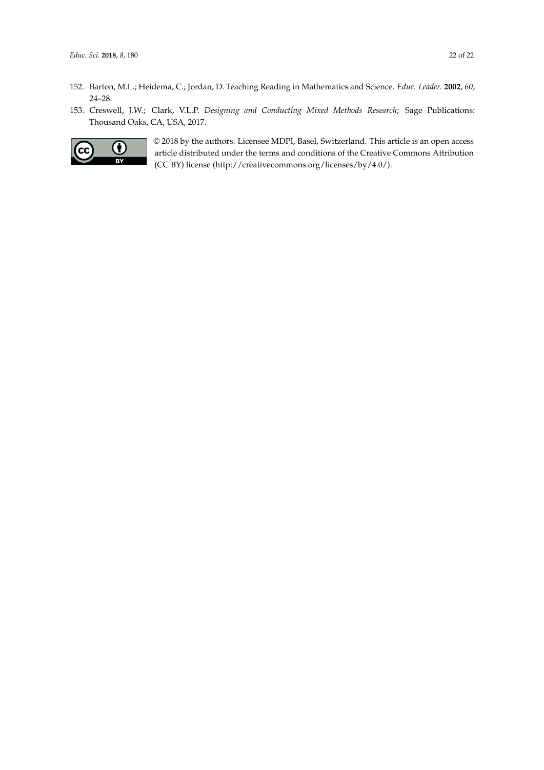152. Barton, M.L.; Heidema, C.; Jordan, D. Teaching Reading in Mathematics and Science. *Educ. Leader.* **2002**, *60*, 24–28.
153. Creswell, J.W.; Clark, V.L.P. *Designing and Conducting Mixed Methods Research*; Sage Publications: Thousand Oaks, CA, USA, 2017.

© 2018 by the authors. Licensee MDPI, Basel, Switzerland. This article is an open access article distributed under the terms and conditions of the Creative Commons Attribution (CC BY) license (http://creativecommons.org/licenses/by/4.0/).